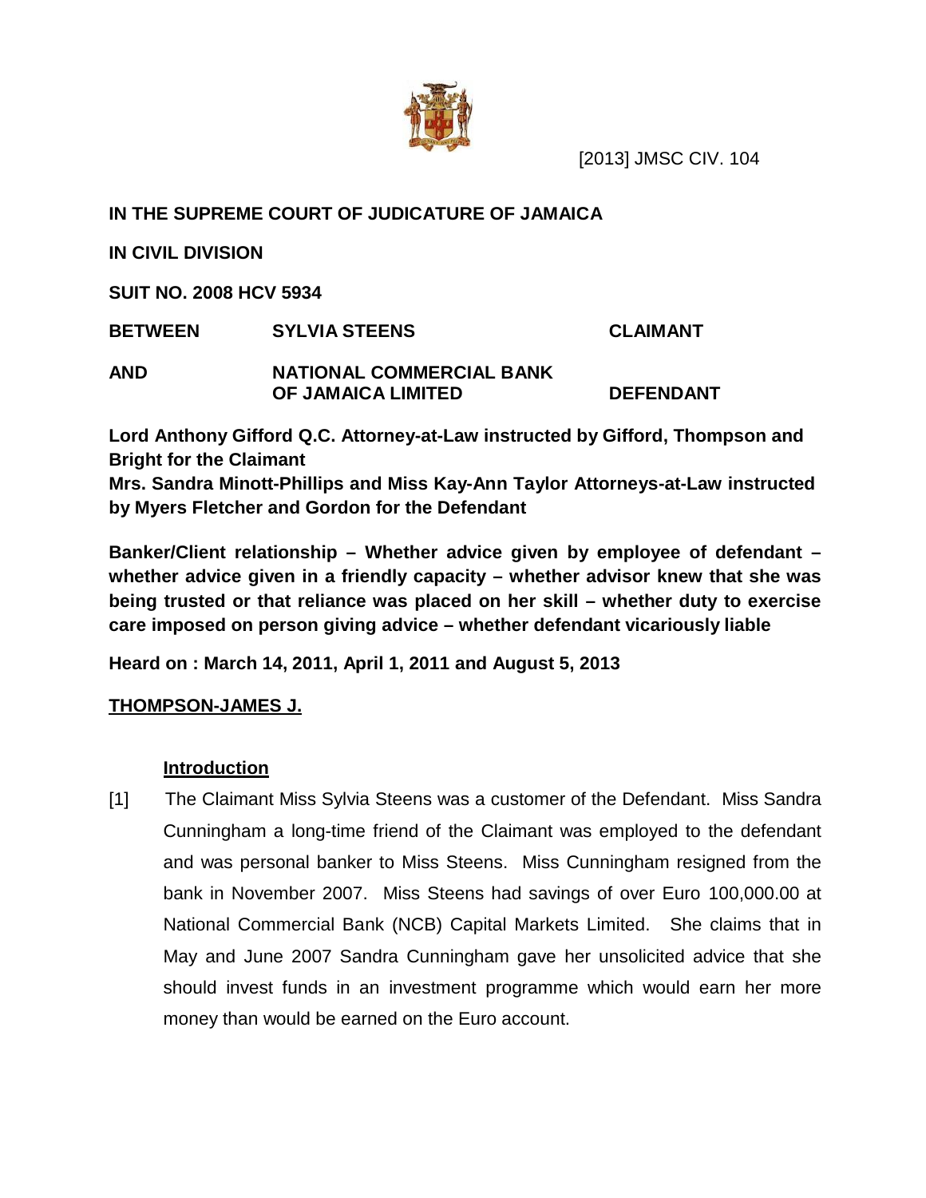[2013] JMSC CIV. 104

**IN THE SUPREME COURT OF JUDICATURE OF JAMAICA**

**IN CIVIL DIVISION**

**SUIT NO. 2008 HCV 5934**

| | | |
|---|---|---|
| **BETWEEN** | **SYLVIA STEENS** | **CLAIMANT** |
| **AND** | **NATIONAL COMMERCIAL BANK OF JAMAICA LIMITED** | **DEFENDANT** |

**Lord Anthony Gifford Q.C. Attorney-at-Law instructed by Gifford, Thompson and Bright for the Claimant**

**Mrs. Sandra Minott-Phillips and Miss Kay-Ann Taylor Attorneys-at-Law instructed by Myers Fletcher and Gordon for the Defendant**

**Banker/Client relationship – Whether advice given by employee of defendant – whether advice given in a friendly capacity – whether advisor knew that she was being trusted or that reliance was placed on her skill – whether duty to exercise care imposed on person giving advice – whether defendant vicariously liable**

**Heard on : March 14, 2011, April 1, 2011 and August 5, 2013**

**THOMPSON-JAMES J.**

## Introduction

[1] The Claimant Miss Sylvia Steens was a customer of the Defendant. Miss Sandra Cunningham a long-time friend of the Claimant was employed to the defendant and was personal banker to Miss Steens. Miss Cunningham resigned from the bank in November 2007. Miss Steens had savings of over Euro 100,000.00 at National Commercial Bank (NCB) Capital Markets Limited. She claims that in May and June 2007 Sandra Cunningham gave her unsolicited advice that she should invest funds in an investment programme which would earn her more money than would be earned on the Euro account.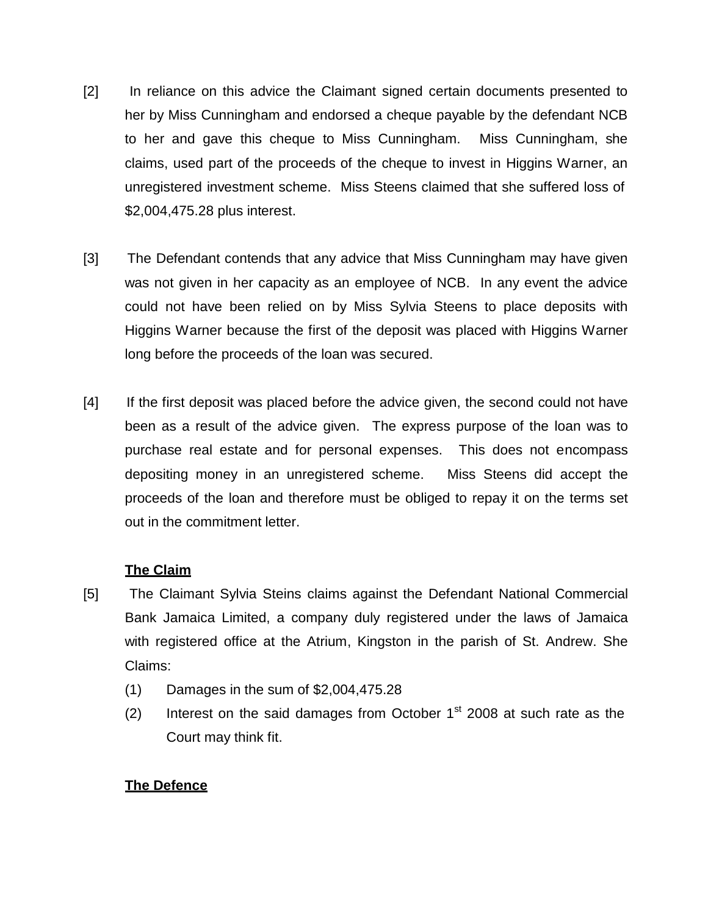[2] In reliance on this advice the Claimant signed certain documents presented to her by Miss Cunningham and endorsed a cheque payable by the defendant NCB to her and gave this cheque to Miss Cunningham. Miss Cunningham, she claims, used part of the proceeds of the cheque to invest in Higgins Warner, an unregistered investment scheme. Miss Steens claimed that she suffered loss of $2,004,475.28 plus interest.

[3] The Defendant contends that any advice that Miss Cunningham may have given was not given in her capacity as an employee of NCB. In any event the advice could not have been relied on by Miss Sylvia Steens to place deposits with Higgins Warner because the first of the deposit was placed with Higgins Warner long before the proceeds of the loan was secured.

[4] If the first deposit was placed before the advice given, the second could not have been as a result of the advice given. The express purpose of the loan was to purchase real estate and for personal expenses. This does not encompass depositing money in an unregistered scheme. Miss Steens did accept the proceeds of the loan and therefore must be obliged to repay it on the terms set out in the commitment letter.

**The Claim**

[5] The Claimant Sylvia Steins claims against the Defendant National Commercial Bank Jamaica Limited, a company duly registered under the laws of Jamaica with registered office at the Atrium, Kingston in the parish of St. Andrew. She Claims:

(1) Damages in the sum of $2,004,475.28

(2) Interest on the said damages from October 1st 2008 at such rate as the Court may think fit.

**The Defence**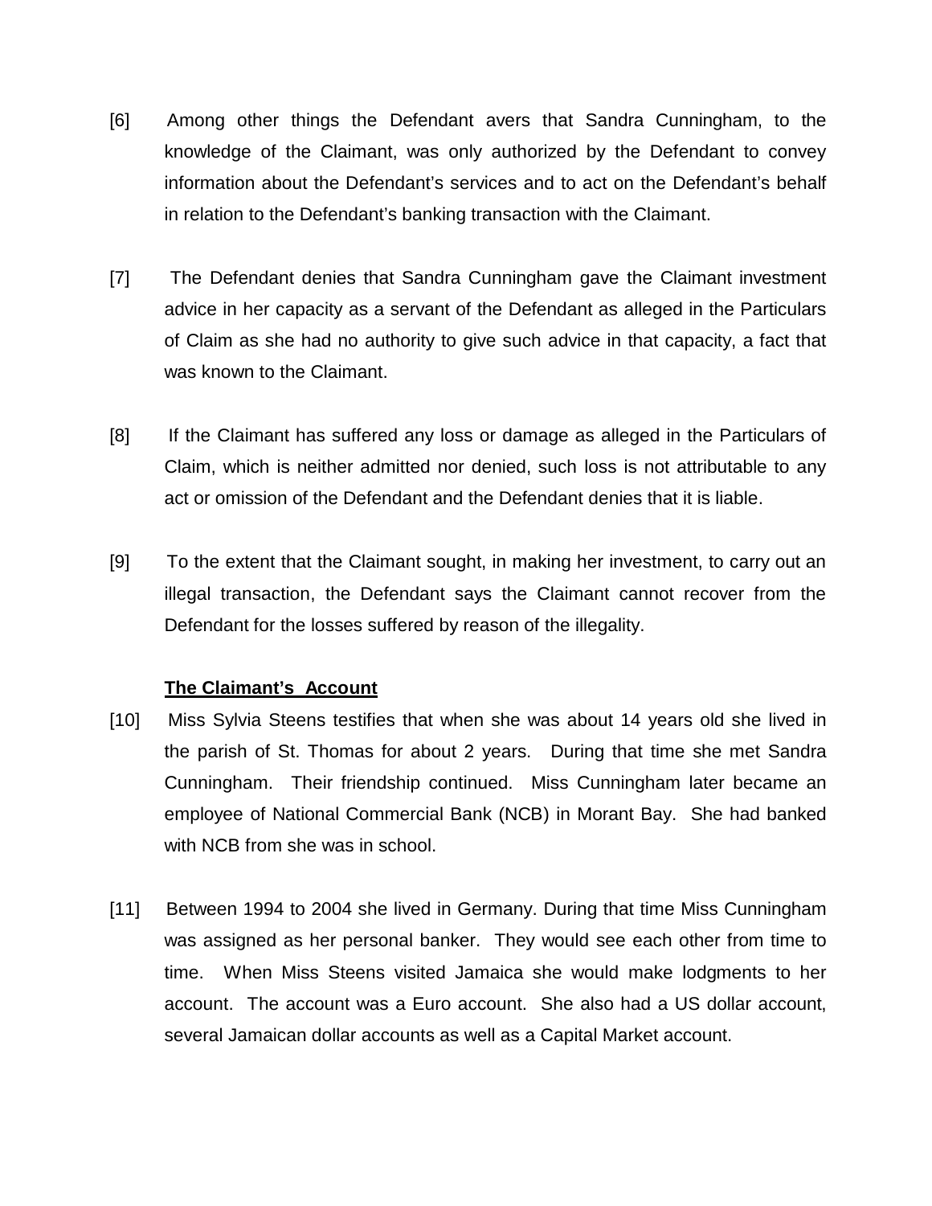[6] Among other things the Defendant avers that Sandra Cunningham, to the knowledge of the Claimant, was only authorized by the Defendant to convey information about the Defendant's services and to act on the Defendant's behalf in relation to the Defendant's banking transaction with the Claimant.

[7] The Defendant denies that Sandra Cunningham gave the Claimant investment advice in her capacity as a servant of the Defendant as alleged in the Particulars of Claim as she had no authority to give such advice in that capacity, a fact that was known to the Claimant.

[8] If the Claimant has suffered any loss or damage as alleged in the Particulars of Claim, which is neither admitted nor denied, such loss is not attributable to any act or omission of the Defendant and the Defendant denies that it is liable.

[9] To the extent that the Claimant sought, in making her investment, to carry out an illegal transaction, the Defendant says the Claimant cannot recover from the Defendant for the losses suffered by reason of the illegality.

**The Claimant's Account**

[10] Miss Sylvia Steens testifies that when she was about 14 years old she lived in the parish of St. Thomas for about 2 years. During that time she met Sandra Cunningham. Their friendship continued. Miss Cunningham later became an employee of National Commercial Bank (NCB) in Morant Bay. She had banked with NCB from she was in school.

[11] Between 1994 to 2004 she lived in Germany. During that time Miss Cunningham was assigned as her personal banker. They would see each other from time to time. When Miss Steens visited Jamaica she would make lodgments to her account. The account was a Euro account. She also had a US dollar account, several Jamaican dollar accounts as well as a Capital Market account.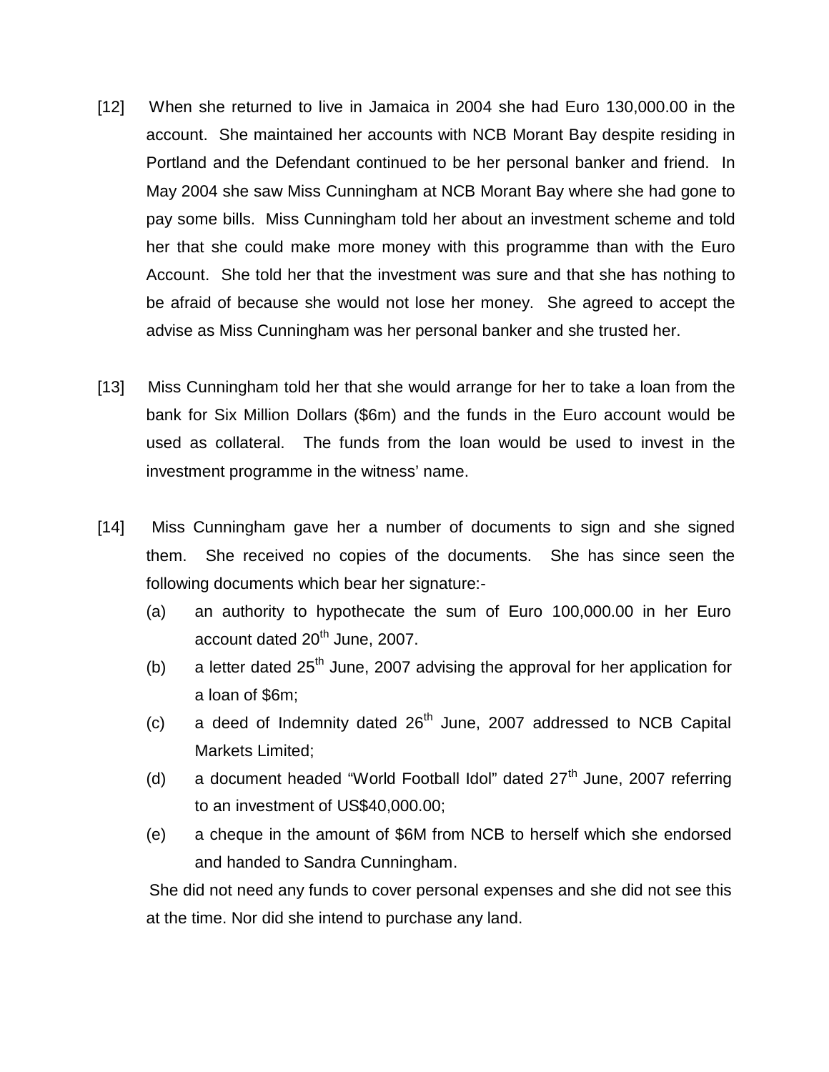[12] When she returned to live in Jamaica in 2004 she had Euro 130,000.00 in the account. She maintained her accounts with NCB Morant Bay despite residing in Portland and the Defendant continued to be her personal banker and friend. In May 2004 she saw Miss Cunningham at NCB Morant Bay where she had gone to pay some bills. Miss Cunningham told her about an investment scheme and told her that she could make more money with this programme than with the Euro Account. She told her that the investment was sure and that she has nothing to be afraid of because she would not lose her money. She agreed to accept the advise as Miss Cunningham was her personal banker and she trusted her.

[13] Miss Cunningham told her that she would arrange for her to take a loan from the bank for Six Million Dollars ($6m) and the funds in the Euro account would be used as collateral. The funds from the loan would be used to invest in the investment programme in the witness' name.

[14] Miss Cunningham gave her a number of documents to sign and she signed them. She received no copies of the documents. She has since seen the following documents which bear her signature:-

(a) an authority to hypothecate the sum of Euro 100,000.00 in her Euro account dated 20th June, 2007.

(b) a letter dated 25th June, 2007 advising the approval for her application for a loan of $6m;

(c) a deed of Indemnity dated 26th June, 2007 addressed to NCB Capital Markets Limited;

(d) a document headed "World Football Idol" dated 27th June, 2007 referring to an investment of US$40,000.00;

(e) a cheque in the amount of $6M from NCB to herself which she endorsed and handed to Sandra Cunningham.

She did not need any funds to cover personal expenses and she did not see this at the time. Nor did she intend to purchase any land.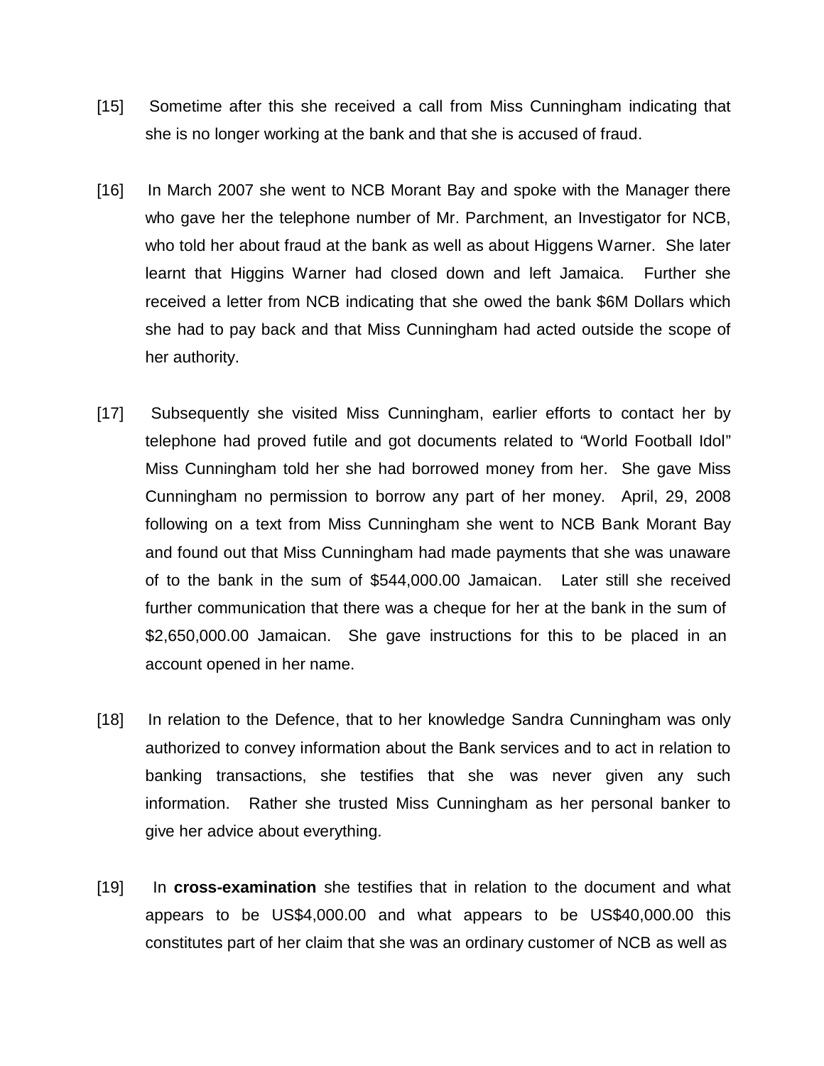[15] Sometime after this she received a call from Miss Cunningham indicating that she is no longer working at the bank and that she is accused of fraud.

[16] In March 2007 she went to NCB Morant Bay and spoke with the Manager there who gave her the telephone number of Mr. Parchment, an Investigator for NCB, who told her about fraud at the bank as well as about Higgens Warner. She later learnt that Higgins Warner had closed down and left Jamaica. Further she received a letter from NCB indicating that she owed the bank $6M Dollars which she had to pay back and that Miss Cunningham had acted outside the scope of her authority.

[17] Subsequently she visited Miss Cunningham, earlier efforts to contact her by telephone had proved futile and got documents related to "World Football Idol" Miss Cunningham told her she had borrowed money from her. She gave Miss Cunningham no permission to borrow any part of her money. April, 29, 2008 following on a text from Miss Cunningham she went to NCB Bank Morant Bay and found out that Miss Cunningham had made payments that she was unaware of to the bank in the sum of $544,000.00 Jamaican. Later still she received further communication that there was a cheque for her at the bank in the sum of $2,650,000.00 Jamaican. She gave instructions for this to be placed in an account opened in her name.

[18] In relation to the Defence, that to her knowledge Sandra Cunningham was only authorized to convey information about the Bank services and to act in relation to banking transactions, she testifies that she was never given any such information. Rather she trusted Miss Cunningham as her personal banker to give her advice about everything.

[19] In **cross-examination** she testifies that in relation to the document and what appears to be US$4,000.00 and what appears to be US$40,000.00 this constitutes part of her claim that she was an ordinary customer of NCB as well as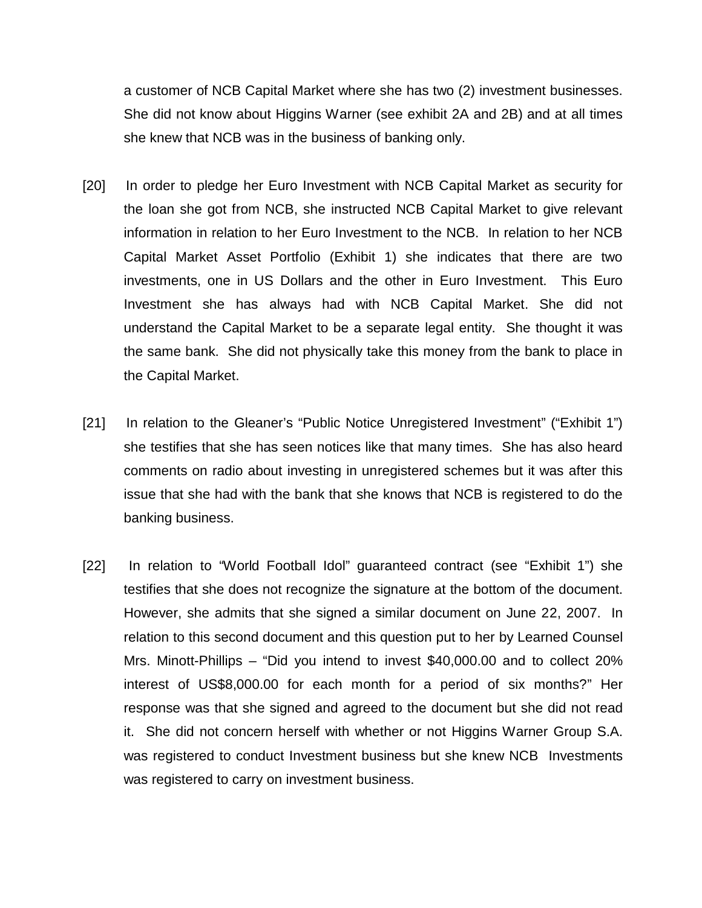a customer of NCB Capital Market where she has two (2) investment businesses. She did not know about Higgins Warner (see exhibit 2A and 2B) and at all times she knew that NCB was in the business of banking only.

[20] In order to pledge her Euro Investment with NCB Capital Market as security for the loan she got from NCB, she instructed NCB Capital Market to give relevant information in relation to her Euro Investment to the NCB. In relation to her NCB Capital Market Asset Portfolio (Exhibit 1) she indicates that there are two investments, one in US Dollars and the other in Euro Investment. This Euro Investment she has always had with NCB Capital Market. She did not understand the Capital Market to be a separate legal entity. She thought it was the same bank. She did not physically take this money from the bank to place in the Capital Market.

[21] In relation to the Gleaner's "Public Notice Unregistered Investment" ("Exhibit 1") she testifies that she has seen notices like that many times. She has also heard comments on radio about investing in unregistered schemes but it was after this issue that she had with the bank that she knows that NCB is registered to do the banking business.

[22] In relation to "World Football Idol" guaranteed contract (see "Exhibit 1") she testifies that she does not recognize the signature at the bottom of the document. However, she admits that she signed a similar document on June 22, 2007. In relation to this second document and this question put to her by Learned Counsel Mrs. Minott-Phillips – "Did you intend to invest $40,000.00 and to collect 20% interest of US$8,000.00 for each month for a period of six months?" Her response was that she signed and agreed to the document but she did not read it. She did not concern herself with whether or not Higgins Warner Group S.A. was registered to conduct Investment business but she knew NCB Investments was registered to carry on investment business.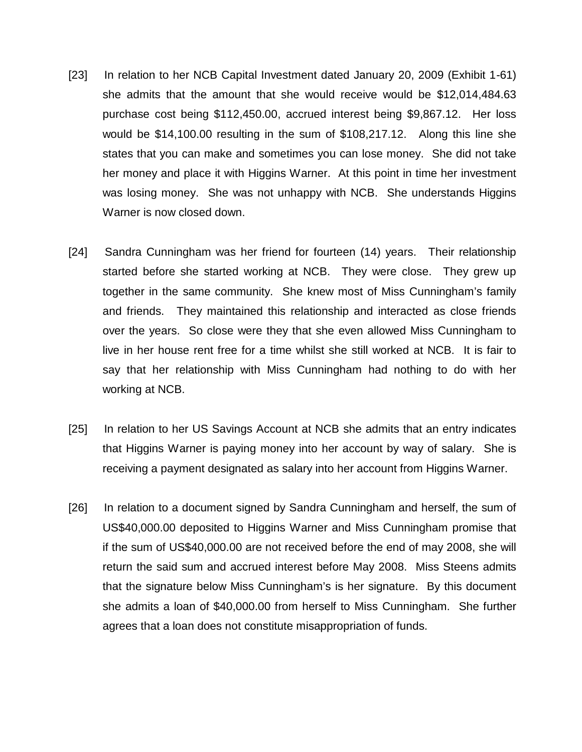[23] In relation to her NCB Capital Investment dated January 20, 2009 (Exhibit 1-61) she admits that the amount that she would receive would be $12,014,484.63 purchase cost being $112,450.00, accrued interest being $9,867.12. Her loss would be $14,100.00 resulting in the sum of $108,217.12. Along this line she states that you can make and sometimes you can lose money. She did not take her money and place it with Higgins Warner. At this point in time her investment was losing money. She was not unhappy with NCB. She understands Higgins Warner is now closed down.

[24] Sandra Cunningham was her friend for fourteen (14) years. Their relationship started before she started working at NCB. They were close. They grew up together in the same community. She knew most of Miss Cunningham's family and friends. They maintained this relationship and interacted as close friends over the years. So close were they that she even allowed Miss Cunningham to live in her house rent free for a time whilst she still worked at NCB. It is fair to say that her relationship with Miss Cunningham had nothing to do with her working at NCB.

[25] In relation to her US Savings Account at NCB she admits that an entry indicates that Higgins Warner is paying money into her account by way of salary. She is receiving a payment designated as salary into her account from Higgins Warner.

[26] In relation to a document signed by Sandra Cunningham and herself, the sum of US$40,000.00 deposited to Higgins Warner and Miss Cunningham promise that if the sum of US$40,000.00 are not received before the end of may 2008, she will return the said sum and accrued interest before May 2008. Miss Steens admits that the signature below Miss Cunningham's is her signature. By this document she admits a loan of $40,000.00 from herself to Miss Cunningham. She further agrees that a loan does not constitute misappropriation of funds.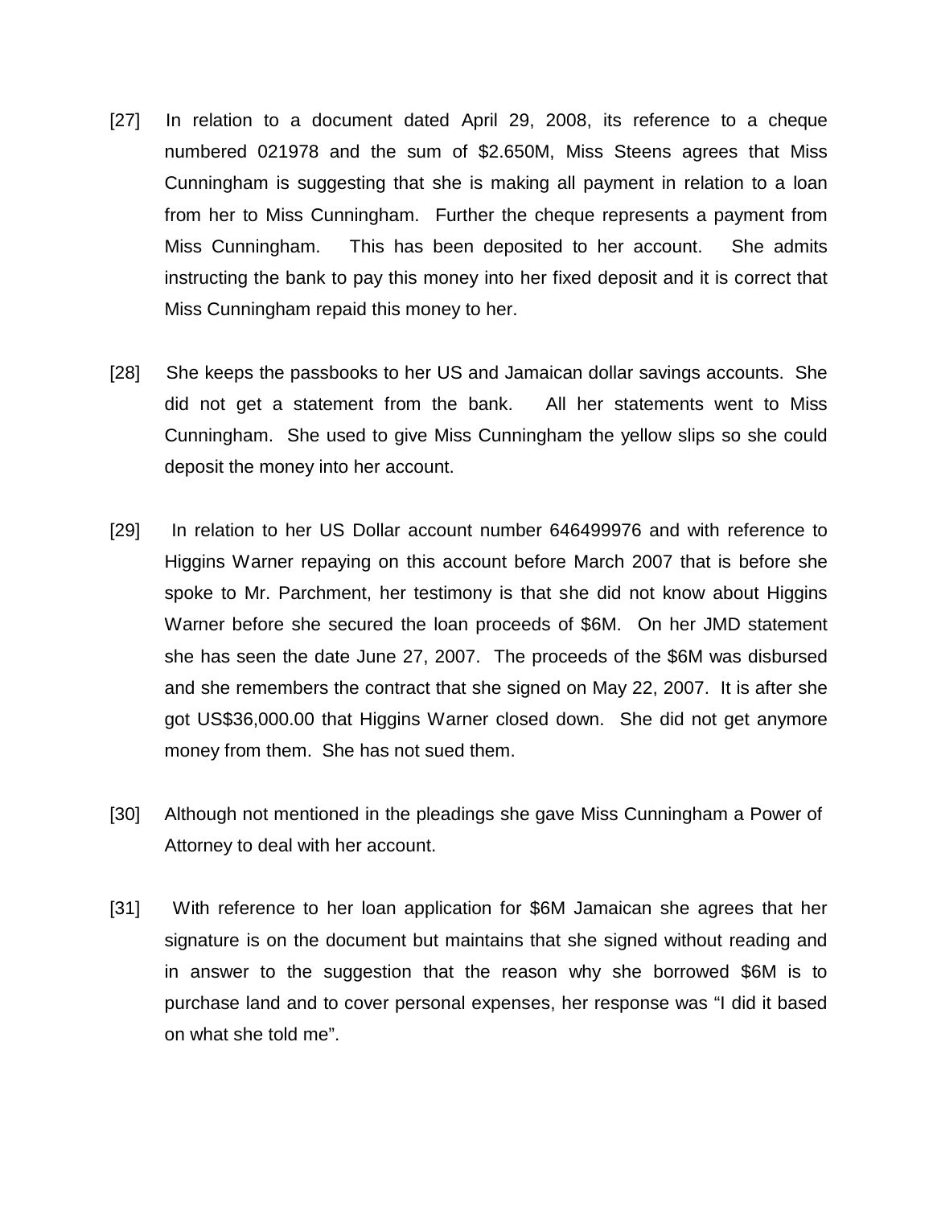[27] In relation to a document dated April 29, 2008, its reference to a cheque numbered 021978 and the sum of $2.650M, Miss Steens agrees that Miss Cunningham is suggesting that she is making all payment in relation to a loan from her to Miss Cunningham. Further the cheque represents a payment from Miss Cunningham. This has been deposited to her account. She admits instructing the bank to pay this money into her fixed deposit and it is correct that Miss Cunningham repaid this money to her.

[28] She keeps the passbooks to her US and Jamaican dollar savings accounts. She did not get a statement from the bank. All her statements went to Miss Cunningham. She used to give Miss Cunningham the yellow slips so she could deposit the money into her account.

[29] In relation to her US Dollar account number 646499976 and with reference to Higgins Warner repaying on this account before March 2007 that is before she spoke to Mr. Parchment, her testimony is that she did not know about Higgins Warner before she secured the loan proceeds of $6M. On her JMD statement she has seen the date June 27, 2007. The proceeds of the $6M was disbursed and she remembers the contract that she signed on May 22, 2007. It is after she got US$36,000.00 that Higgins Warner closed down. She did not get anymore money from them. She has not sued them.

[30] Although not mentioned in the pleadings she gave Miss Cunningham a Power of Attorney to deal with her account.

[31] With reference to her loan application for $6M Jamaican she agrees that her signature is on the document but maintains that she signed without reading and in answer to the suggestion that the reason why she borrowed $6M is to purchase land and to cover personal expenses, her response was "I did it based on what she told me".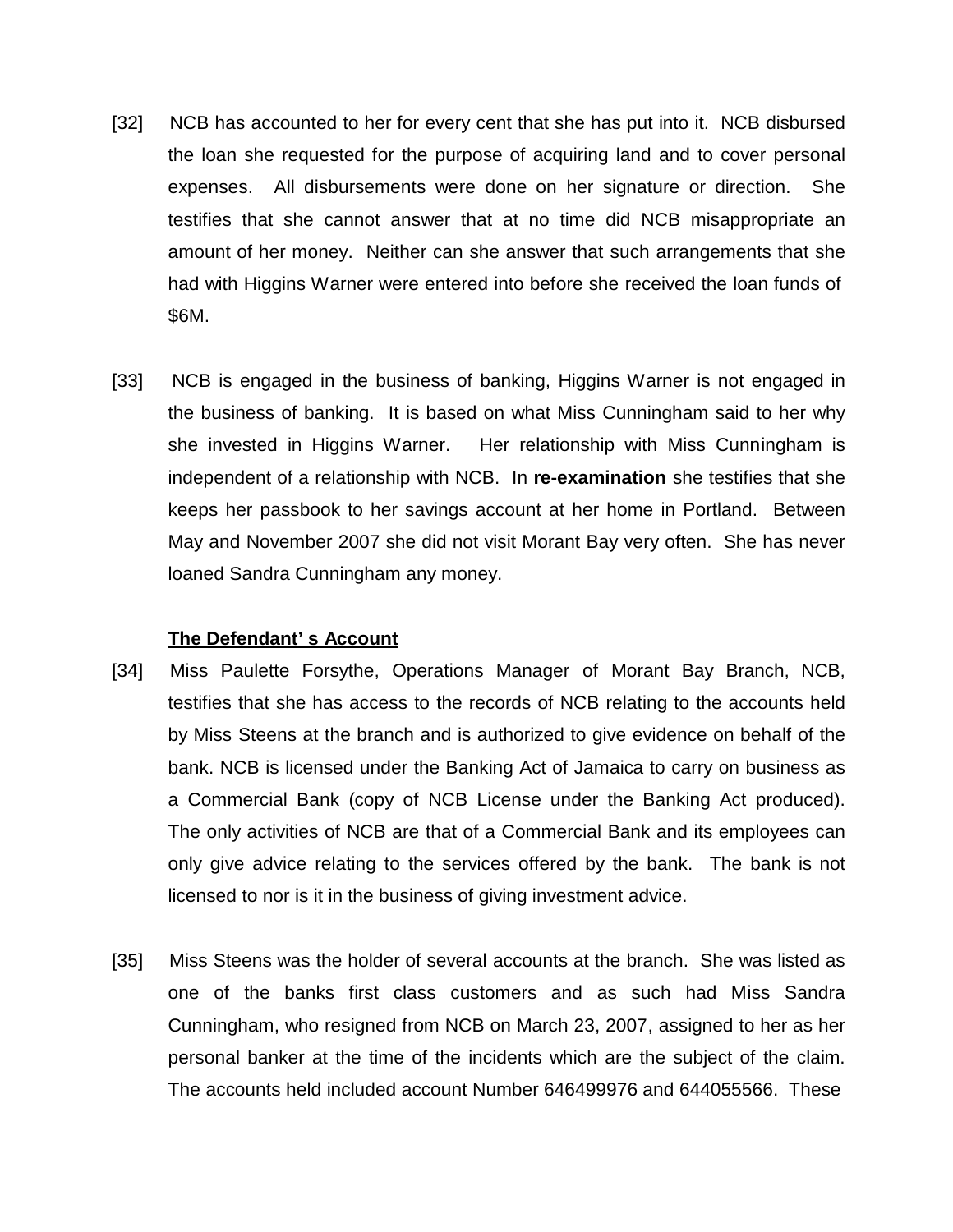[32] NCB has accounted to her for every cent that she has put into it. NCB disbursed the loan she requested for the purpose of acquiring land and to cover personal expenses. All disbursements were done on her signature or direction. She testifies that she cannot answer that at no time did NCB misappropriate an amount of her money. Neither can she answer that such arrangements that she had with Higgins Warner were entered into before she received the loan funds of $6M.

[33] NCB is engaged in the business of banking, Higgins Warner is not engaged in the business of banking. It is based on what Miss Cunningham said to her why she invested in Higgins Warner. Her relationship with Miss Cunningham is independent of a relationship with NCB. In **re-examination** she testifies that she keeps her passbook to her savings account at her home in Portland. Between May and November 2007 she did not visit Morant Bay very often. She has never loaned Sandra Cunningham any money.

**<u>The Defendant' s Account</u>**

[34] Miss Paulette Forsythe, Operations Manager of Morant Bay Branch, NCB, testifies that she has access to the records of NCB relating to the accounts held by Miss Steens at the branch and is authorized to give evidence on behalf of the bank. NCB is licensed under the Banking Act of Jamaica to carry on business as a Commercial Bank (copy of NCB License under the Banking Act produced). The only activities of NCB are that of a Commercial Bank and its employees can only give advice relating to the services offered by the bank. The bank is not licensed to nor is it in the business of giving investment advice.

[35] Miss Steens was the holder of several accounts at the branch. She was listed as one of the banks first class customers and as such had Miss Sandra Cunningham, who resigned from NCB on March 23, 2007, assigned to her as her personal banker at the time of the incidents which are the subject of the claim. The accounts held included account Number 646499976 and 644055566. These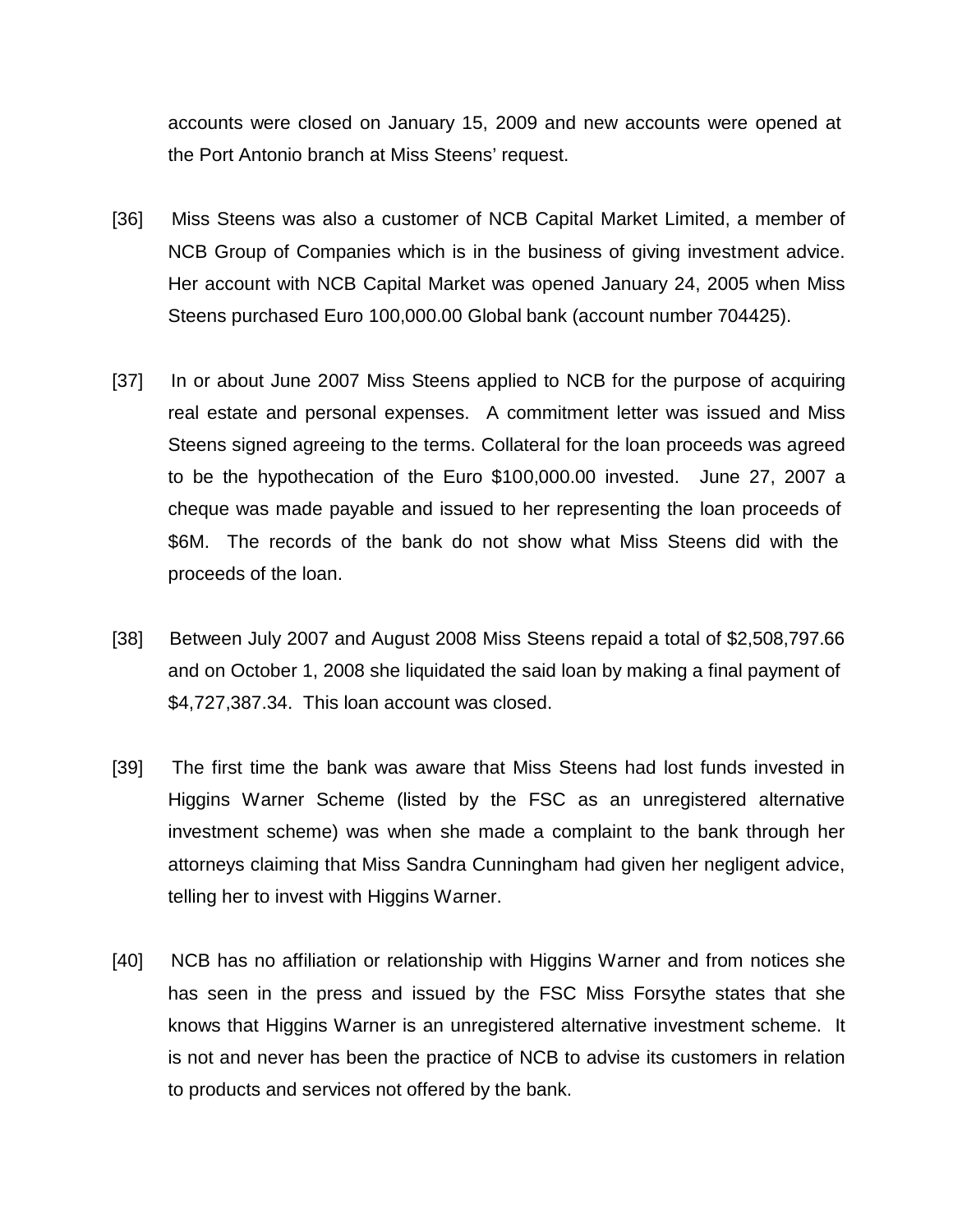accounts were closed on January 15, 2009 and new accounts were opened at the Port Antonio branch at Miss Steens' request.

[36] Miss Steens was also a customer of NCB Capital Market Limited, a member of NCB Group of Companies which is in the business of giving investment advice. Her account with NCB Capital Market was opened January 24, 2005 when Miss Steens purchased Euro 100,000.00 Global bank (account number 704425).

[37] In or about June 2007 Miss Steens applied to NCB for the purpose of acquiring real estate and personal expenses. A commitment letter was issued and Miss Steens signed agreeing to the terms. Collateral for the loan proceeds was agreed to be the hypothecation of the Euro $100,000.00 invested. June 27, 2007 a cheque was made payable and issued to her representing the loan proceeds of $6M. The records of the bank do not show what Miss Steens did with the proceeds of the loan.

[38] Between July 2007 and August 2008 Miss Steens repaid a total of $2,508,797.66 and on October 1, 2008 she liquidated the said loan by making a final payment of $4,727,387.34. This loan account was closed.

[39] The first time the bank was aware that Miss Steens had lost funds invested in Higgins Warner Scheme (listed by the FSC as an unregistered alternative investment scheme) was when she made a complaint to the bank through her attorneys claiming that Miss Sandra Cunningham had given her negligent advice, telling her to invest with Higgins Warner.

[40] NCB has no affiliation or relationship with Higgins Warner and from notices she has seen in the press and issued by the FSC Miss Forsythe states that she knows that Higgins Warner is an unregistered alternative investment scheme. It is not and never has been the practice of NCB to advise its customers in relation to products and services not offered by the bank.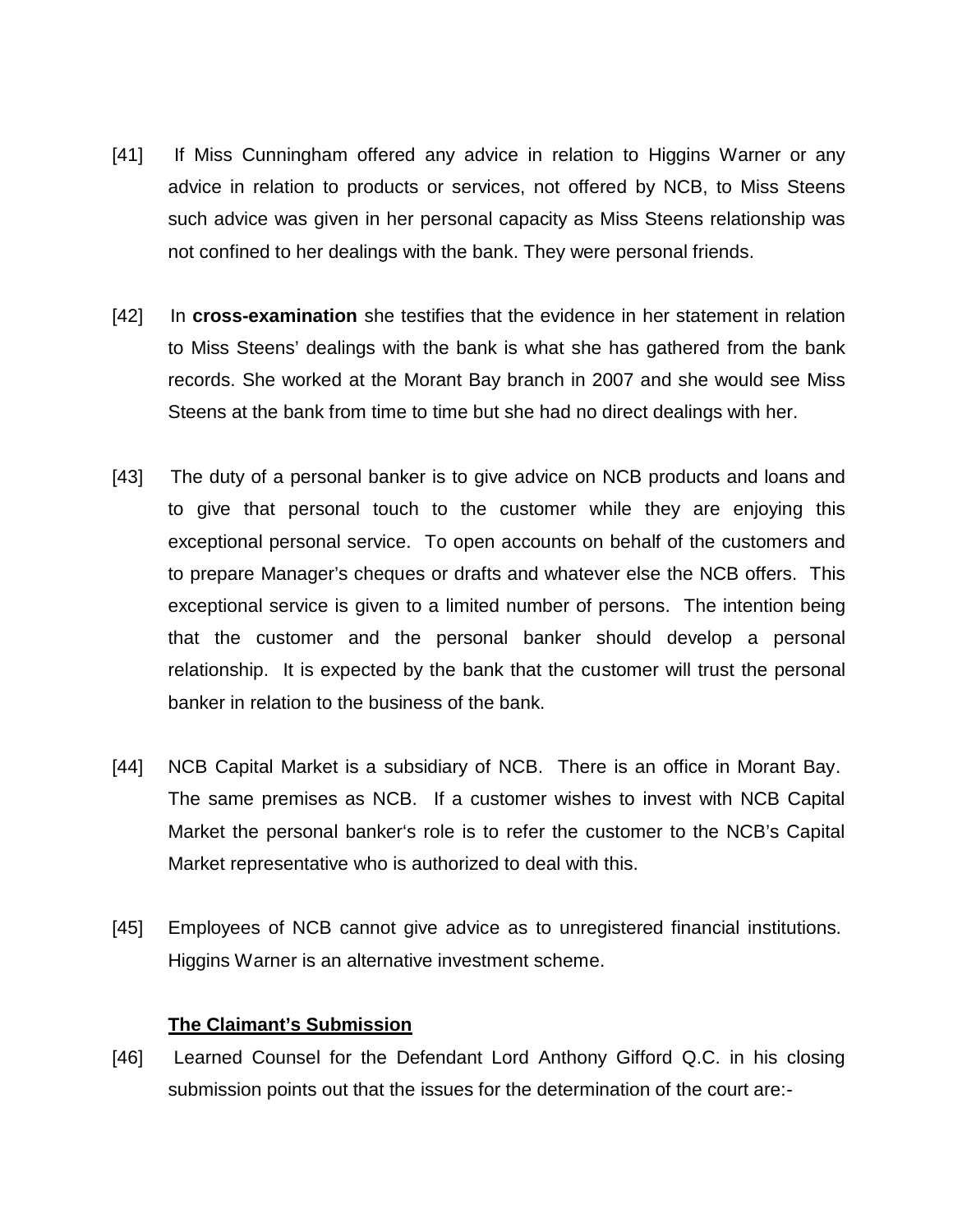[41] If Miss Cunningham offered any advice in relation to Higgins Warner or any advice in relation to products or services, not offered by NCB, to Miss Steens such advice was given in her personal capacity as Miss Steens relationship was not confined to her dealings with the bank. They were personal friends.

[42] In **cross-examination** she testifies that the evidence in her statement in relation to Miss Steens' dealings with the bank is what she has gathered from the bank records. She worked at the Morant Bay branch in 2007 and she would see Miss Steens at the bank from time to time but she had no direct dealings with her.

[43] The duty of a personal banker is to give advice on NCB products and loans and to give that personal touch to the customer while they are enjoying this exceptional personal service. To open accounts on behalf of the customers and to prepare Manager's cheques or drafts and whatever else the NCB offers. This exceptional service is given to a limited number of persons. The intention being that the customer and the personal banker should develop a personal relationship. It is expected by the bank that the customer will trust the personal banker in relation to the business of the bank.

[44] NCB Capital Market is a subsidiary of NCB. There is an office in Morant Bay. The same premises as NCB. If a customer wishes to invest with NCB Capital Market the personal banker's role is to refer the customer to the NCB's Capital Market representative who is authorized to deal with this.

[45] Employees of NCB cannot give advice as to unregistered financial institutions. Higgins Warner is an alternative investment scheme.

### **The Claimant's Submission**

[46] Learned Counsel for the Defendant Lord Anthony Gifford Q.C. in his closing submission points out that the issues for the determination of the court are:-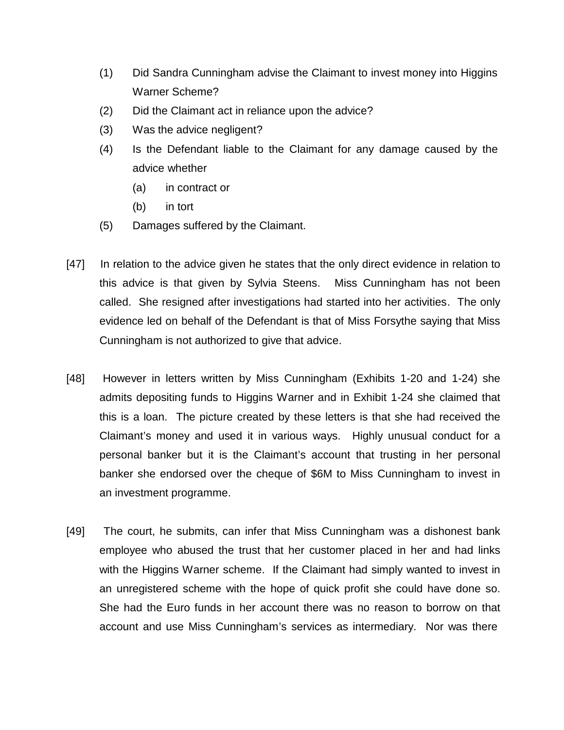(1) Did Sandra Cunningham advise the Claimant to invest money into Higgins Warner Scheme?

(2) Did the Claimant act in reliance upon the advice?

(3) Was the advice negligent?

(4) Is the Defendant liable to the Claimant for any damage caused by the advice whether

   (a) in contract or

   (b) in tort

(5) Damages suffered by the Claimant.

[47] In relation to the advice given he states that the only direct evidence in relation to this advice is that given by Sylvia Steens. Miss Cunningham has not been called. She resigned after investigations had started into her activities. The only evidence led on behalf of the Defendant is that of Miss Forsythe saying that Miss Cunningham is not authorized to give that advice.

[48] However in letters written by Miss Cunningham (Exhibits 1-20 and 1-24) she admits depositing funds to Higgins Warner and in Exhibit 1-24 she claimed that this is a loan. The picture created by these letters is that she had received the Claimant's money and used it in various ways. Highly unusual conduct for a personal banker but it is the Claimant's account that trusting in her personal banker she endorsed over the cheque of $6M to Miss Cunningham to invest in an investment programme.

[49] The court, he submits, can infer that Miss Cunningham was a dishonest bank employee who abused the trust that her customer placed in her and had links with the Higgins Warner scheme. If the Claimant had simply wanted to invest in an unregistered scheme with the hope of quick profit she could have done so. She had the Euro funds in her account there was no reason to borrow on that account and use Miss Cunningham's services as intermediary. Nor was there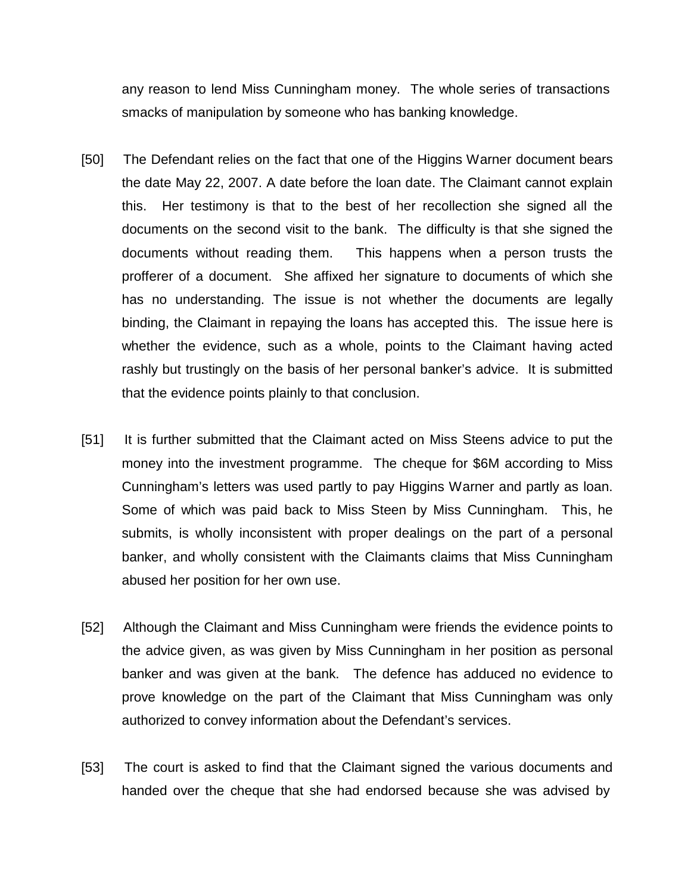any reason to lend Miss Cunningham money. The whole series of transactions smacks of manipulation by someone who has banking knowledge.

[50] The Defendant relies on the fact that one of the Higgins Warner document bears the date May 22, 2007. A date before the loan date. The Claimant cannot explain this. Her testimony is that to the best of her recollection she signed all the documents on the second visit to the bank. The difficulty is that she signed the documents without reading them. This happens when a person trusts the profferer of a document. She affixed her signature to documents of which she has no understanding. The issue is not whether the documents are legally binding, the Claimant in repaying the loans has accepted this. The issue here is whether the evidence, such as a whole, points to the Claimant having acted rashly but trustingly on the basis of her personal banker's advice. It is submitted that the evidence points plainly to that conclusion.

[51] It is further submitted that the Claimant acted on Miss Steens advice to put the money into the investment programme. The cheque for $6M according to Miss Cunningham's letters was used partly to pay Higgins Warner and partly as loan. Some of which was paid back to Miss Steen by Miss Cunningham. This, he submits, is wholly inconsistent with proper dealings on the part of a personal banker, and wholly consistent with the Claimants claims that Miss Cunningham abused her position for her own use.

[52] Although the Claimant and Miss Cunningham were friends the evidence points to the advice given, as was given by Miss Cunningham in her position as personal banker and was given at the bank. The defence has adduced no evidence to prove knowledge on the part of the Claimant that Miss Cunningham was only authorized to convey information about the Defendant's services.

[53] The court is asked to find that the Claimant signed the various documents and handed over the cheque that she had endorsed because she was advised by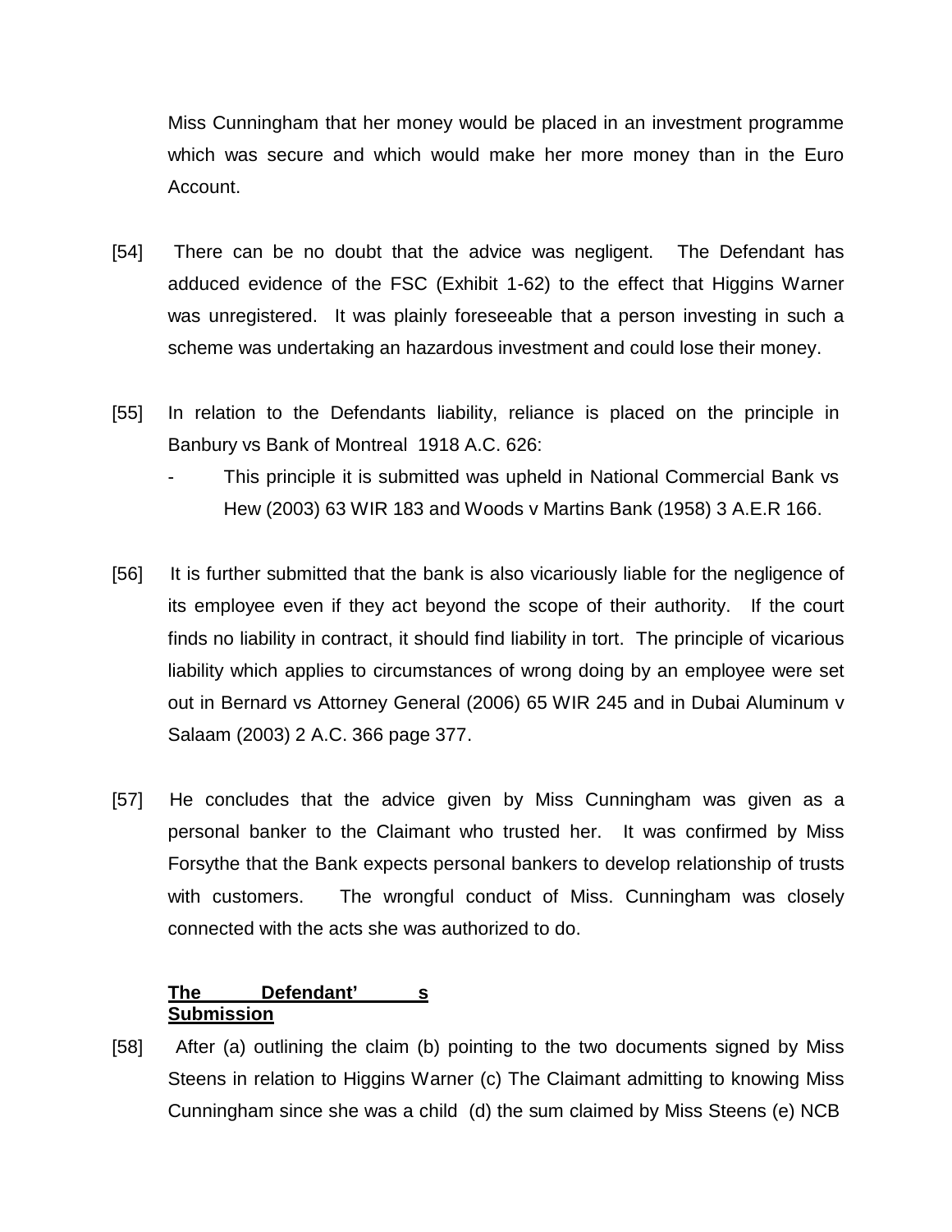Miss Cunningham that her money would be placed in an investment programme which was secure and which would make her more money than in the Euro Account.

[54] There can be no doubt that the advice was negligent. The Defendant has adduced evidence of the FSC (Exhibit 1-62) to the effect that Higgins Warner was unregistered. It was plainly foreseeable that a person investing in such a scheme was undertaking an hazardous investment and could lose their money.

[55] In relation to the Defendants liability, reliance is placed on the principle in Banbury vs Bank of Montreal 1918 A.C. 626:

- This principle it is submitted was upheld in National Commercial Bank vs Hew (2003) 63 WIR 183 and Woods v Martins Bank (1958) 3 A.E.R 166.

[56] It is further submitted that the bank is also vicariously liable for the negligence of its employee even if they act beyond the scope of their authority. If the court finds no liability in contract, it should find liability in tort. The principle of vicarious liability which applies to circumstances of wrong doing by an employee were set out in Bernard vs Attorney General (2006) 65 WIR 245 and in Dubai Aluminum v Salaam (2003) 2 A.C. 366 page 377.

[57] He concludes that the advice given by Miss Cunningham was given as a personal banker to the Claimant who trusted her. It was confirmed by Miss Forsythe that the Bank expects personal bankers to develop relationship of trusts with customers. The wrongful conduct of Miss. Cunningham was closely connected with the acts she was authorized to do.

**The Defendant's Submission**

[58] After (a) outlining the claim (b) pointing to the two documents signed by Miss Steens in relation to Higgins Warner (c) The Claimant admitting to knowing Miss Cunningham since she was a child (d) the sum claimed by Miss Steens (e) NCB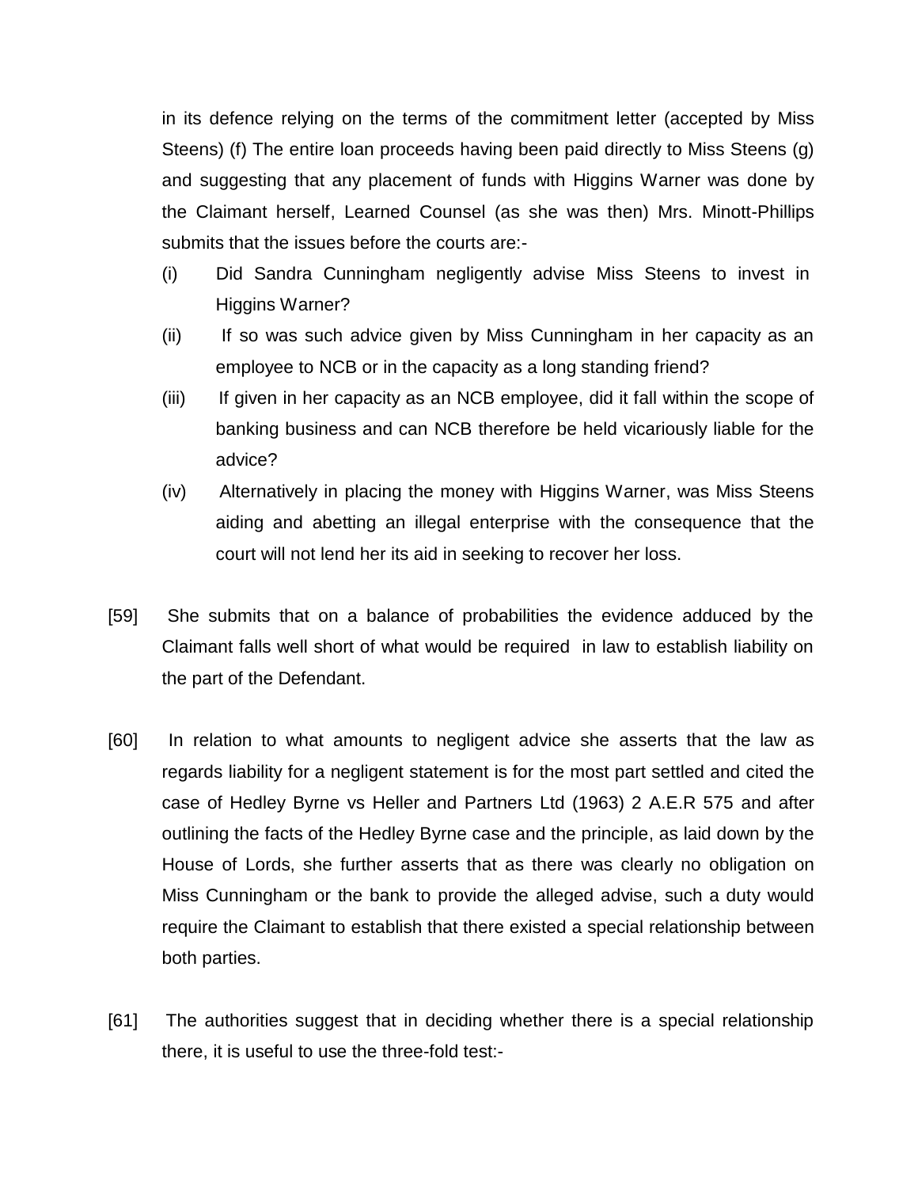in its defence relying on the terms of the commitment letter (accepted by Miss Steens) (f) The entire loan proceeds having been paid directly to Miss Steens (g) and suggesting that any placement of funds with Higgins Warner was done by the Claimant herself, Learned Counsel (as she was then) Mrs. Minott-Phillips submits that the issues before the courts are:-

(i) Did Sandra Cunningham negligently advise Miss Steens to invest in Higgins Warner?

(ii) If so was such advice given by Miss Cunningham in her capacity as an employee to NCB or in the capacity as a long standing friend?

(iii) If given in her capacity as an NCB employee, did it fall within the scope of banking business and can NCB therefore be held vicariously liable for the advice?

(iv) Alternatively in placing the money with Higgins Warner, was Miss Steens aiding and abetting an illegal enterprise with the consequence that the court will not lend her its aid in seeking to recover her loss.

[59] She submits that on a balance of probabilities the evidence adduced by the Claimant falls well short of what would be required in law to establish liability on the part of the Defendant.

[60] In relation to what amounts to negligent advice she asserts that the law as regards liability for a negligent statement is for the most part settled and cited the case of Hedley Byrne vs Heller and Partners Ltd (1963) 2 A.E.R 575 and after outlining the facts of the Hedley Byrne case and the principle, as laid down by the House of Lords, she further asserts that as there was clearly no obligation on Miss Cunningham or the bank to provide the alleged advise, such a duty would require the Claimant to establish that there existed a special relationship between both parties.

[61] The authorities suggest that in deciding whether there is a special relationship there, it is useful to use the three-fold test:-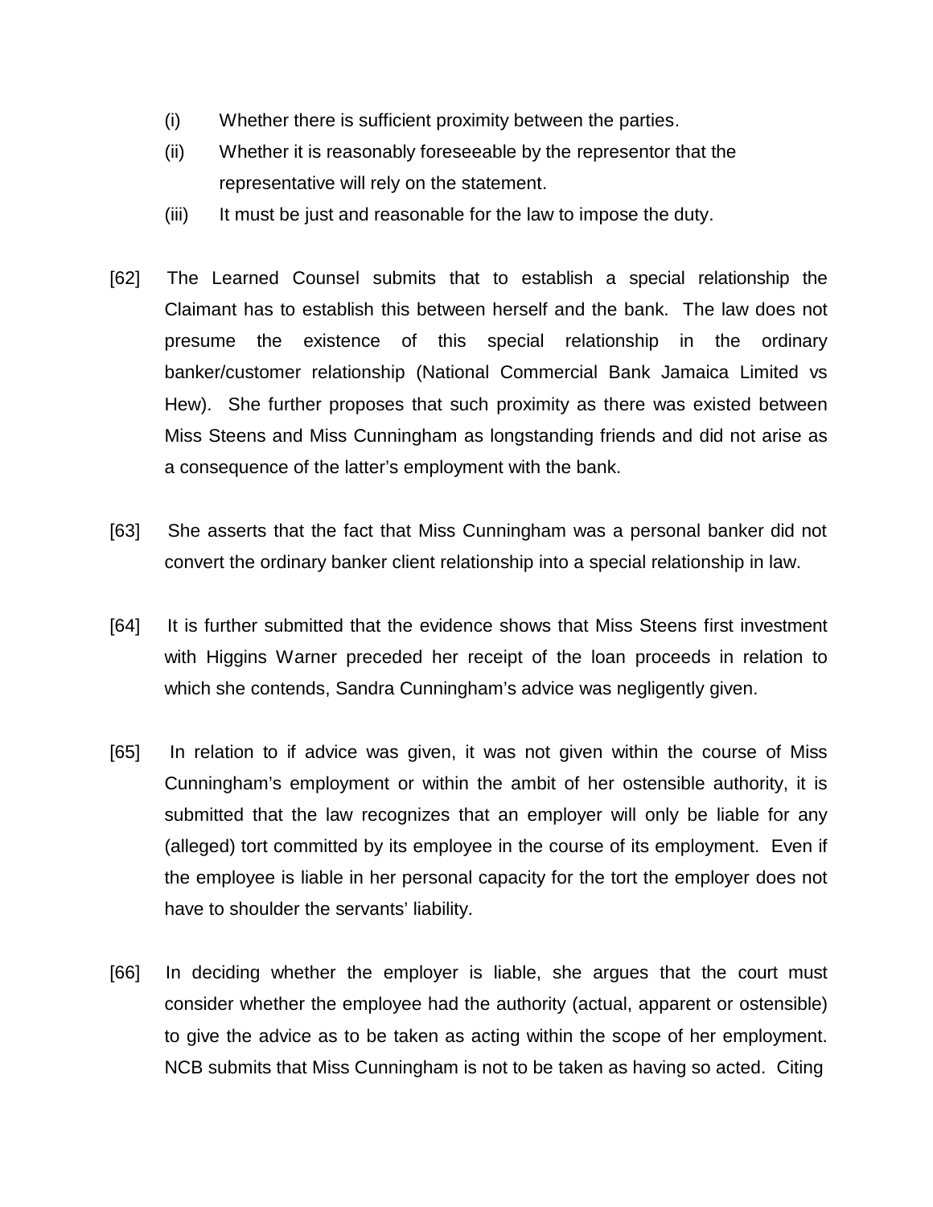(i) Whether there is sufficient proximity between the parties.

(ii) Whether it is reasonably foreseeable by the representor that the representative will rely on the statement.

(iii) It must be just and reasonable for the law to impose the duty.

[62] The Learned Counsel submits that to establish a special relationship the Claimant has to establish this between herself and the bank. The law does not presume the existence of this special relationship in the ordinary banker/customer relationship (National Commercial Bank Jamaica Limited vs Hew). She further proposes that such proximity as there was existed between Miss Steens and Miss Cunningham as longstanding friends and did not arise as a consequence of the latter's employment with the bank.

[63] She asserts that the fact that Miss Cunningham was a personal banker did not convert the ordinary banker client relationship into a special relationship in law.

[64] It is further submitted that the evidence shows that Miss Steens first investment with Higgins Warner preceded her receipt of the loan proceeds in relation to which she contends, Sandra Cunningham's advice was negligently given.

[65] In relation to if advice was given, it was not given within the course of Miss Cunningham's employment or within the ambit of her ostensible authority, it is submitted that the law recognizes that an employer will only be liable for any (alleged) tort committed by its employee in the course of its employment. Even if the employee is liable in her personal capacity for the tort the employer does not have to shoulder the servants' liability.

[66] In deciding whether the employer is liable, she argues that the court must consider whether the employee had the authority (actual, apparent or ostensible) to give the advice as to be taken as acting within the scope of her employment. NCB submits that Miss Cunningham is not to be taken as having so acted. Citing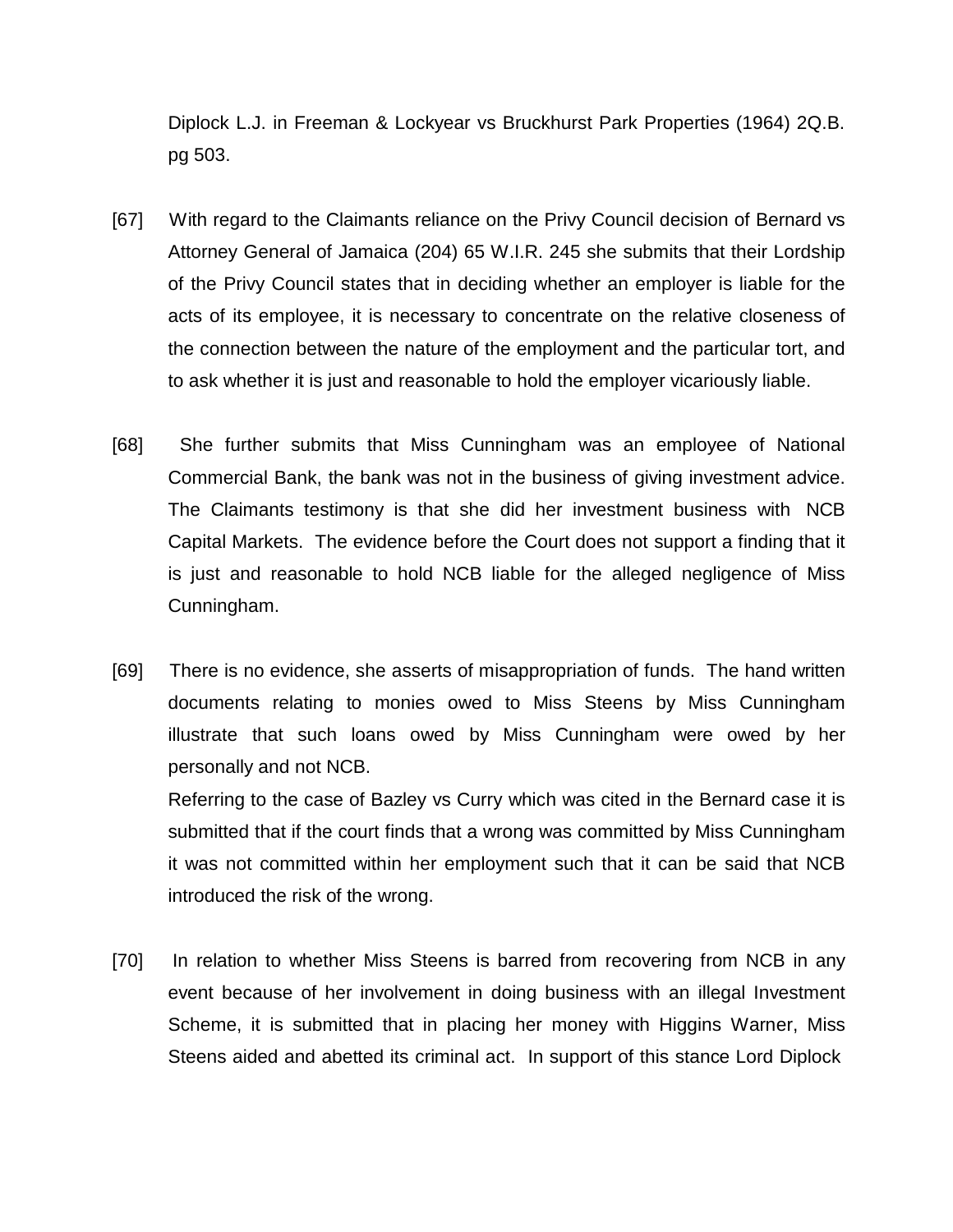Diplock L.J. in Freeman & Lockyear vs Bruckhurst Park Properties (1964) 2Q.B. pg 503.

[67] With regard to the Claimants reliance on the Privy Council decision of Bernard vs Attorney General of Jamaica (204) 65 W.I.R. 245 she submits that their Lordship of the Privy Council states that in deciding whether an employer is liable for the acts of its employee, it is necessary to concentrate on the relative closeness of the connection between the nature of the employment and the particular tort, and to ask whether it is just and reasonable to hold the employer vicariously liable.

[68] She further submits that Miss Cunningham was an employee of National Commercial Bank, the bank was not in the business of giving investment advice. The Claimants testimony is that she did her investment business with NCB Capital Markets. The evidence before the Court does not support a finding that it is just and reasonable to hold NCB liable for the alleged negligence of Miss Cunningham.

[69] There is no evidence, she asserts of misappropriation of funds. The hand written documents relating to monies owed to Miss Steens by Miss Cunningham illustrate that such loans owed by Miss Cunningham were owed by her personally and not NCB.

Referring to the case of Bazley vs Curry which was cited in the Bernard case it is submitted that if the court finds that a wrong was committed by Miss Cunningham it was not committed within her employment such that it can be said that NCB introduced the risk of the wrong.

[70] In relation to whether Miss Steens is barred from recovering from NCB in any event because of her involvement in doing business with an illegal Investment Scheme, it is submitted that in placing her money with Higgins Warner, Miss Steens aided and abetted its criminal act. In support of this stance Lord Diplock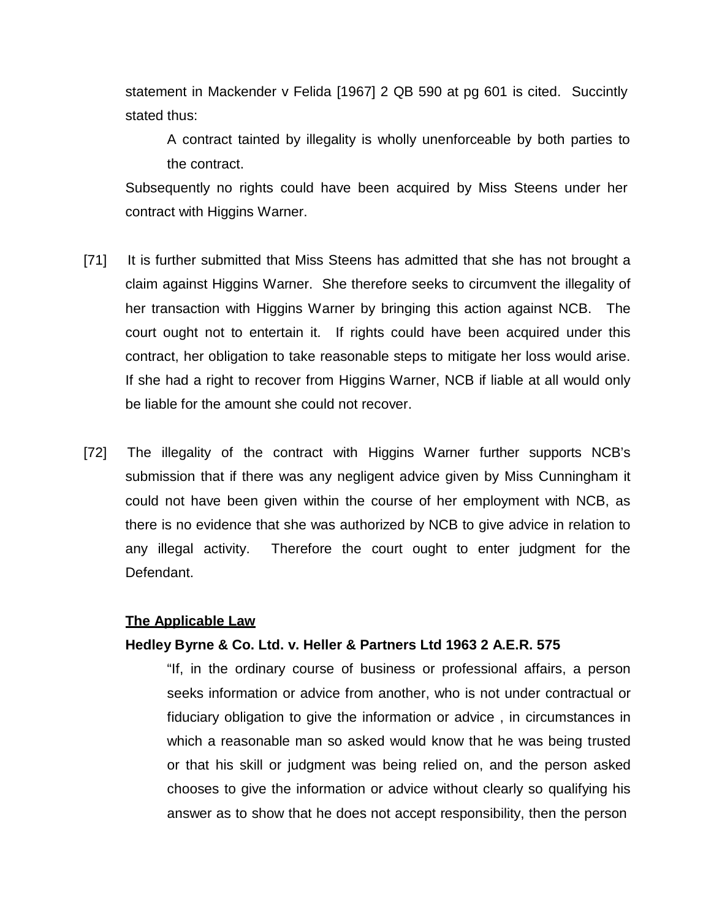statement in Mackender v Felida [1967] 2 QB 590 at pg 601 is cited. Succintly stated thus:

> A contract tainted by illegality is wholly unenforceable by both parties to the contract.

Subsequently no rights could have been acquired by Miss Steens under her contract with Higgins Warner.

[71] It is further submitted that Miss Steens has admitted that she has not brought a claim against Higgins Warner. She therefore seeks to circumvent the illegality of her transaction with Higgins Warner by bringing this action against NCB. The court ought not to entertain it. If rights could have been acquired under this contract, her obligation to take reasonable steps to mitigate her loss would arise. If she had a right to recover from Higgins Warner, NCB if liable at all would only be liable for the amount she could not recover.

[72] The illegality of the contract with Higgins Warner further supports NCB's submission that if there was any negligent advice given by Miss Cunningham it could not have been given within the course of her employment with NCB, as there is no evidence that she was authorized by NCB to give advice in relation to any illegal activity. Therefore the court ought to enter judgment for the Defendant.

**The Applicable Law**

**Hedley Byrne & Co. Ltd. v. Heller & Partners Ltd 1963 2 A.E.R. 575**

> "If, in the ordinary course of business or professional affairs, a person seeks information or advice from another, who is not under contractual or fiduciary obligation to give the information or advice , in circumstances in which a reasonable man so asked would know that he was being trusted or that his skill or judgment was being relied on, and the person asked chooses to give the information or advice without clearly so qualifying his answer as to show that he does not accept responsibility, then the person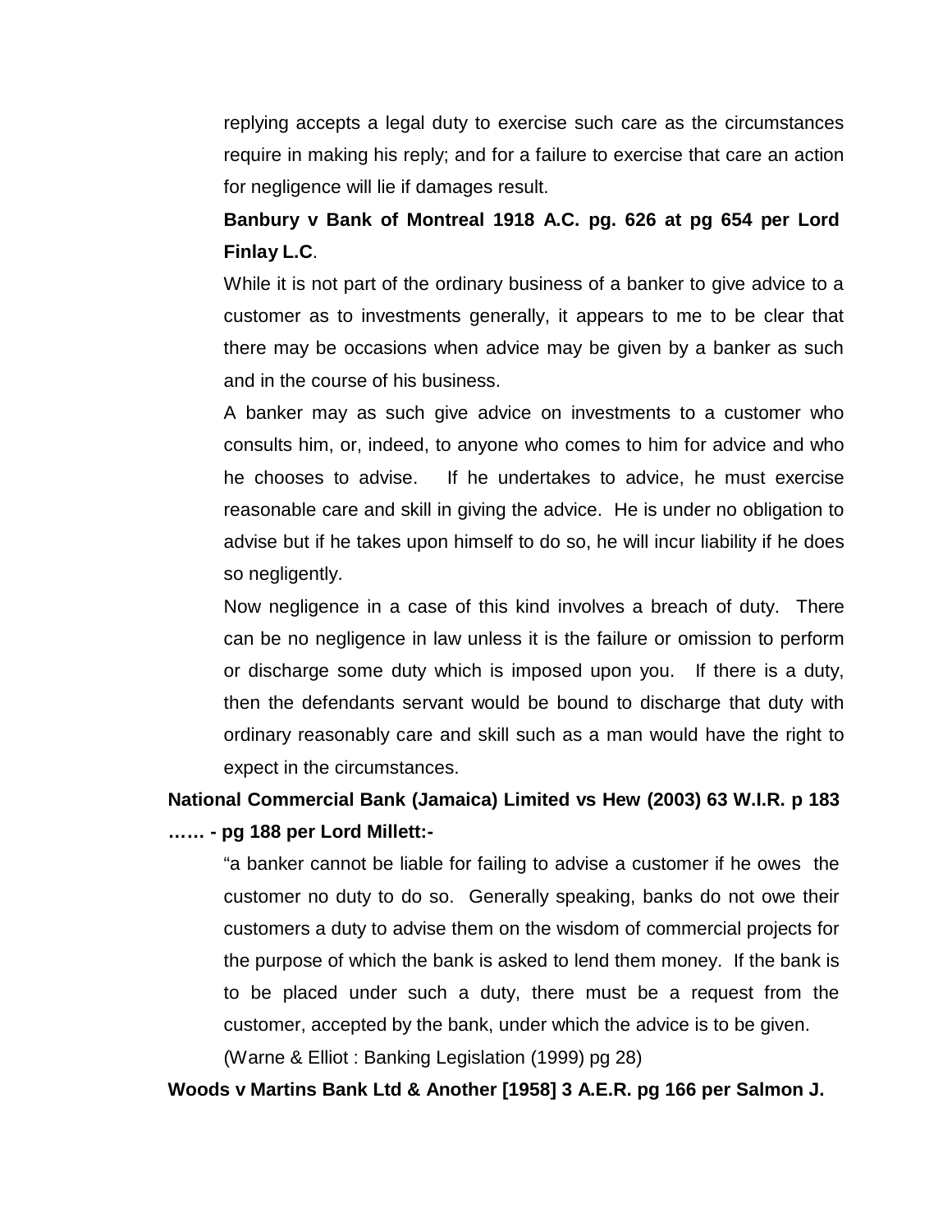replying accepts a legal duty to exercise such care as the circumstances require in making his reply; and for a failure to exercise that care an action for negligence will lie if damages result.

**Banbury v Bank of Montreal 1918 A.C. pg. 626 at pg 654 per Lord Finlay L.C**.

While it is not part of the ordinary business of a banker to give advice to a customer as to investments generally, it appears to me to be clear that there may be occasions when advice may be given by a banker as such and in the course of his business.

A banker may as such give advice on investments to a customer who consults him, or, indeed, to anyone who comes to him for advice and who he chooses to advise. If he undertakes to advice, he must exercise reasonable care and skill in giving the advice. He is under no obligation to advise but if he takes upon himself to do so, he will incur liability if he does so negligently.

Now negligence in a case of this kind involves a breach of duty. There can be no negligence in law unless it is the failure or omission to perform or discharge some duty which is imposed upon you. If there is a duty, then the defendants servant would be bound to discharge that duty with ordinary reasonably care and skill such as a man would have the right to expect in the circumstances.

**National Commercial Bank (Jamaica) Limited vs Hew (2003) 63 W.I.R. p 183 …… - pg 188 per Lord Millett:-**

"a banker cannot be liable for failing to advise a customer if he owes the customer no duty to do so. Generally speaking, banks do not owe their customers a duty to advise them on the wisdom of commercial projects for the purpose of which the bank is asked to lend them money. If the bank is to be placed under such a duty, there must be a request from the customer, accepted by the bank, under which the advice is to be given.

(Warne & Elliot : Banking Legislation (1999) pg 28)

**Woods v Martins Bank Ltd & Another [1958] 3 A.E.R. pg 166 per Salmon J.**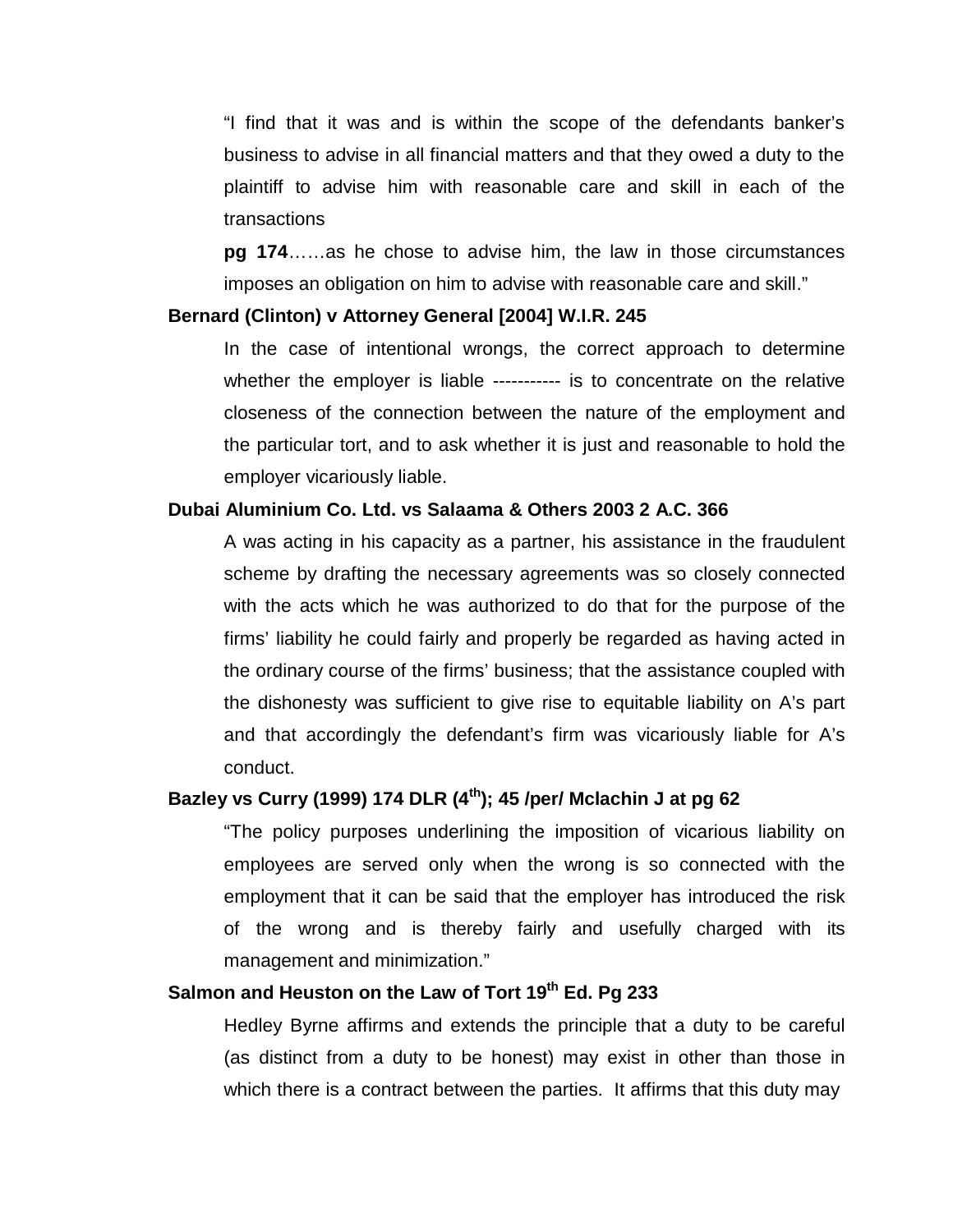"I find that it was and is within the scope of the defendants banker's business to advise in all financial matters and that they owed a duty to the plaintiff to advise him with reasonable care and skill in each of the transactions

**pg 174**……as he chose to advise him, the law in those circumstances imposes an obligation on him to advise with reasonable care and skill."

**Bernard (Clinton) v Attorney General [2004] W.I.R. 245**

In the case of intentional wrongs, the correct approach to determine whether the employer is liable ----------- is to concentrate on the relative closeness of the connection between the nature of the employment and the particular tort, and to ask whether it is just and reasonable to hold the employer vicariously liable.

**Dubai Aluminium Co. Ltd. vs Salaama & Others 2003 2 A.C. 366**

A was acting in his capacity as a partner, his assistance in the fraudulent scheme by drafting the necessary agreements was so closely connected with the acts which he was authorized to do that for the purpose of the firms' liability he could fairly and properly be regarded as having acted in the ordinary course of the firms' business; that the assistance coupled with the dishonesty was sufficient to give rise to equitable liability on A's part and that accordingly the defendant's firm was vicariously liable for A's conduct.

**Bazley vs Curry (1999) 174 DLR (4th); 45 /per/ Mclachin J at pg 62**

"The policy purposes underlining the imposition of vicarious liability on employees are served only when the wrong is so connected with the employment that it can be said that the employer has introduced the risk of the wrong and is thereby fairly and usefully charged with its management and minimization."

**Salmon and Heuston on the Law of Tort 19th Ed. Pg 233**

Hedley Byrne affirms and extends the principle that a duty to be careful (as distinct from a duty to be honest) may exist in other than those in which there is a contract between the parties. It affirms that this duty may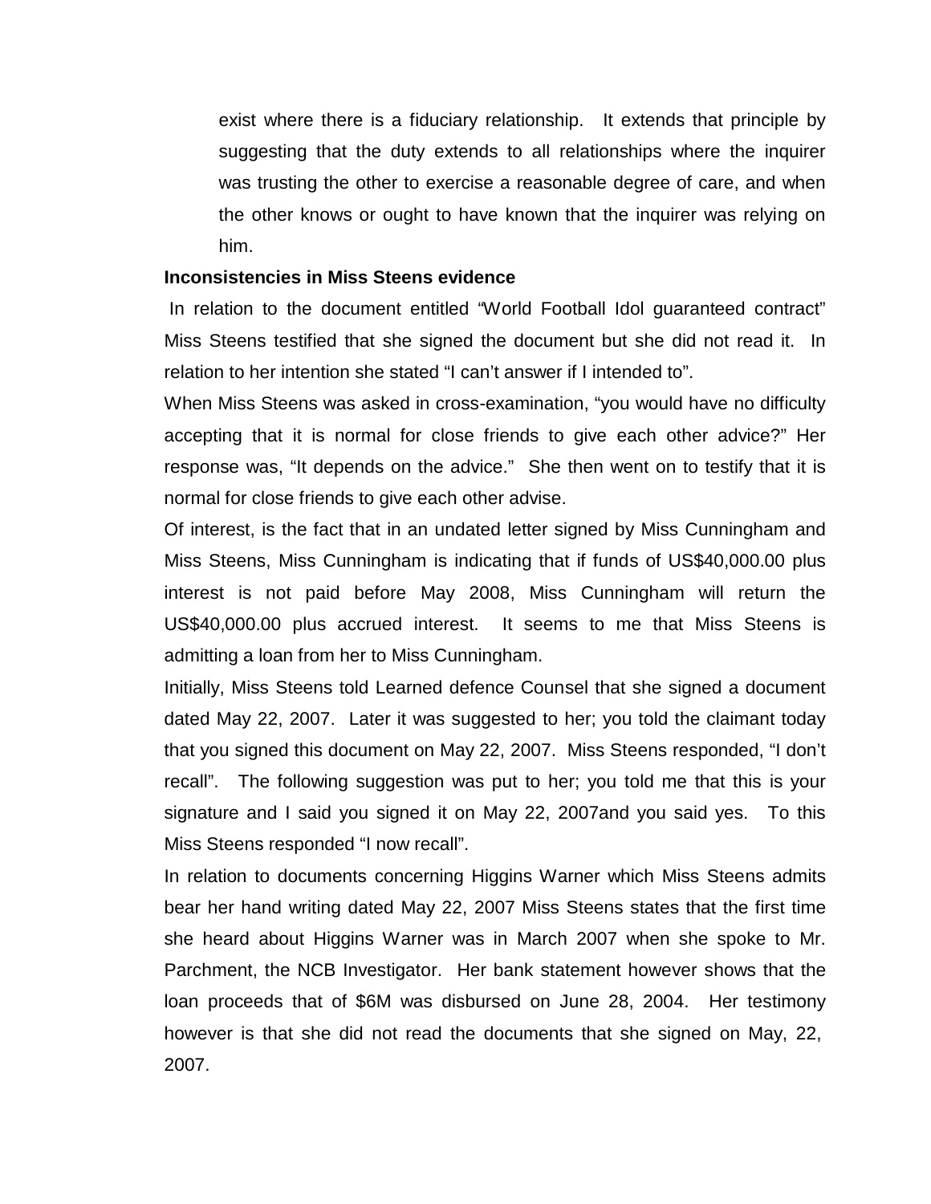exist where there is a fiduciary relationship. It extends that principle by suggesting that the duty extends to all relationships where the inquirer was trusting the other to exercise a reasonable degree of care, and when the other knows or ought to have known that the inquirer was relying on him.

**Inconsistencies in Miss Steens evidence**

In relation to the document entitled "World Football Idol guaranteed contract" Miss Steens testified that she signed the document but she did not read it. In relation to her intention she stated "I can't answer if I intended to".

When Miss Steens was asked in cross-examination, "you would have no difficulty accepting that it is normal for close friends to give each other advice?" Her response was, "It depends on the advice." She then went on to testify that it is normal for close friends to give each other advise.

Of interest, is the fact that in an undated letter signed by Miss Cunningham and Miss Steens, Miss Cunningham is indicating that if funds of US$40,000.00 plus interest is not paid before May 2008, Miss Cunningham will return the US$40,000.00 plus accrued interest. It seems to me that Miss Steens is admitting a loan from her to Miss Cunningham.

Initially, Miss Steens told Learned defence Counsel that she signed a document dated May 22, 2007. Later it was suggested to her; you told the claimant today that you signed this document on May 22, 2007. Miss Steens responded, "I don't recall". The following suggestion was put to her; you told me that this is your signature and I said you signed it on May 22, 2007and you said yes. To this Miss Steens responded "I now recall".

In relation to documents concerning Higgins Warner which Miss Steens admits bear her hand writing dated May 22, 2007 Miss Steens states that the first time she heard about Higgins Warner was in March 2007 when she spoke to Mr. Parchment, the NCB Investigator. Her bank statement however shows that the loan proceeds that of $6M was disbursed on June 28, 2004. Her testimony however is that she did not read the documents that she signed on May, 22, 2007.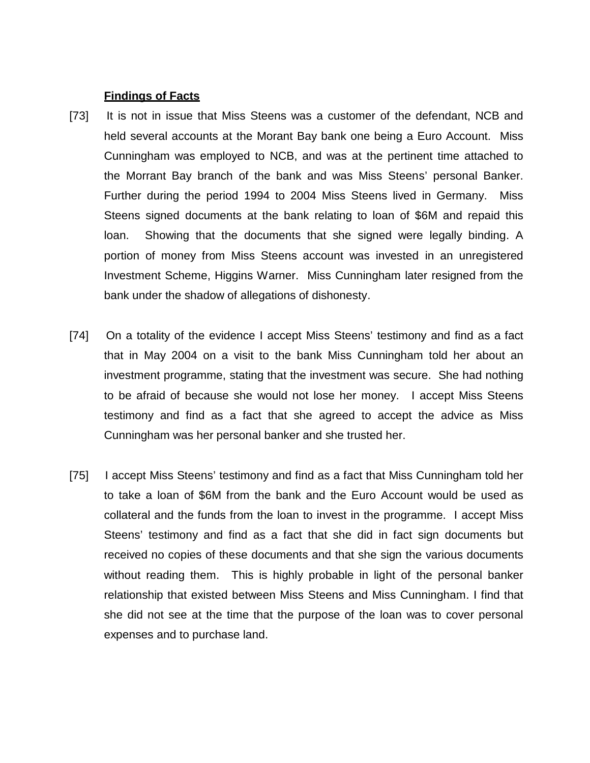**Findings of Facts**

[73] It is not in issue that Miss Steens was a customer of the defendant, NCB and held several accounts at the Morant Bay bank one being a Euro Account. Miss Cunningham was employed to NCB, and was at the pertinent time attached to the Morrant Bay branch of the bank and was Miss Steens' personal Banker. Further during the period 1994 to 2004 Miss Steens lived in Germany. Miss Steens signed documents at the bank relating to loan of $6M and repaid this loan. Showing that the documents that she signed were legally binding. A portion of money from Miss Steens account was invested in an unregistered Investment Scheme, Higgins Warner. Miss Cunningham later resigned from the bank under the shadow of allegations of dishonesty.

[74] On a totality of the evidence I accept Miss Steens' testimony and find as a fact that in May 2004 on a visit to the bank Miss Cunningham told her about an investment programme, stating that the investment was secure. She had nothing to be afraid of because she would not lose her money. I accept Miss Steens testimony and find as a fact that she agreed to accept the advice as Miss Cunningham was her personal banker and she trusted her.

[75] I accept Miss Steens' testimony and find as a fact that Miss Cunningham told her to take a loan of $6M from the bank and the Euro Account would be used as collateral and the funds from the loan to invest in the programme. I accept Miss Steens' testimony and find as a fact that she did in fact sign documents but received no copies of these documents and that she sign the various documents without reading them. This is highly probable in light of the personal banker relationship that existed between Miss Steens and Miss Cunningham. I find that she did not see at the time that the purpose of the loan was to cover personal expenses and to purchase land.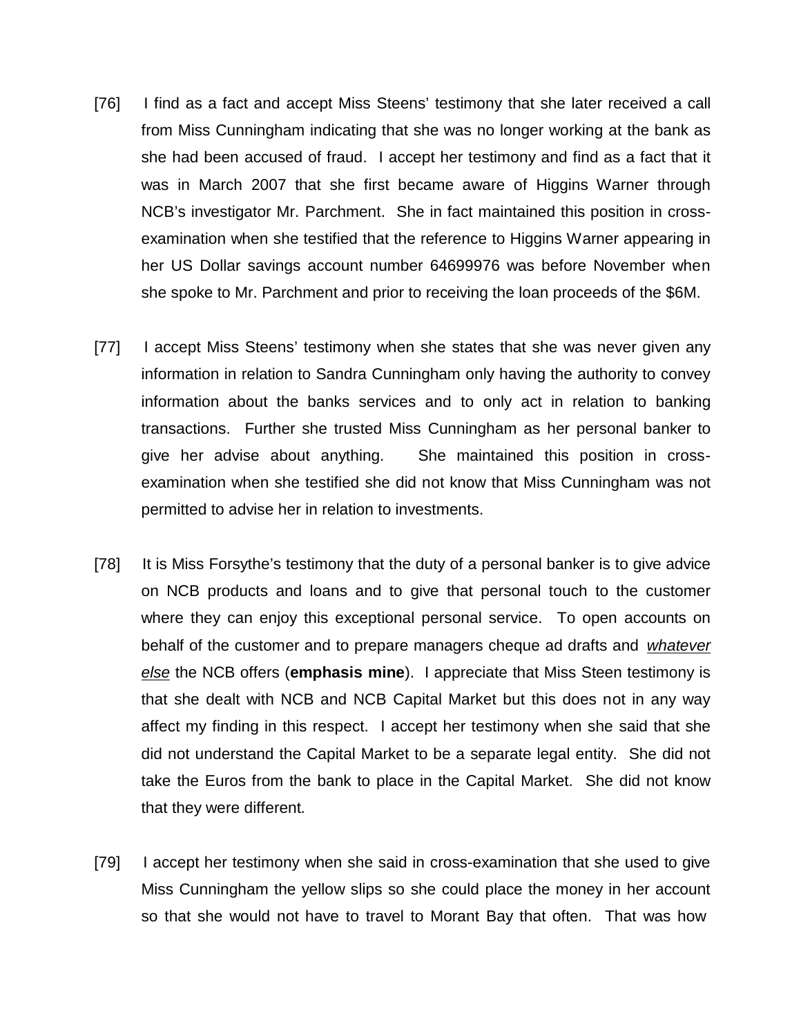[76] I find as a fact and accept Miss Steens' testimony that she later received a call from Miss Cunningham indicating that she was no longer working at the bank as she had been accused of fraud. I accept her testimony and find as a fact that it was in March 2007 that she first became aware of Higgins Warner through NCB's investigator Mr. Parchment. She in fact maintained this position in cross-examination when she testified that the reference to Higgins Warner appearing in her US Dollar savings account number 64699976 was before November when she spoke to Mr. Parchment and prior to receiving the loan proceeds of the $6M.

[77] I accept Miss Steens' testimony when she states that she was never given any information in relation to Sandra Cunningham only having the authority to convey information about the banks services and to only act in relation to banking transactions. Further she trusted Miss Cunningham as her personal banker to give her advise about anything. She maintained this position in cross-examination when she testified she did not know that Miss Cunningham was not permitted to advise her in relation to investments.

[78] It is Miss Forsythe's testimony that the duty of a personal banker is to give advice on NCB products and loans and to give that personal touch to the customer where they can enjoy this exceptional personal service. To open accounts on behalf of the customer and to prepare managers cheque ad drafts and <u>*whatever else*</u> the NCB offers (**emphasis mine**). I appreciate that Miss Steen testimony is that she dealt with NCB and NCB Capital Market but this does not in any way affect my finding in this respect. I accept her testimony when she said that she did not understand the Capital Market to be a separate legal entity. She did not take the Euros from the bank to place in the Capital Market. She did not know that they were different.

[79] I accept her testimony when she said in cross-examination that she used to give Miss Cunningham the yellow slips so she could place the money in her account so that she would not have to travel to Morant Bay that often. That was how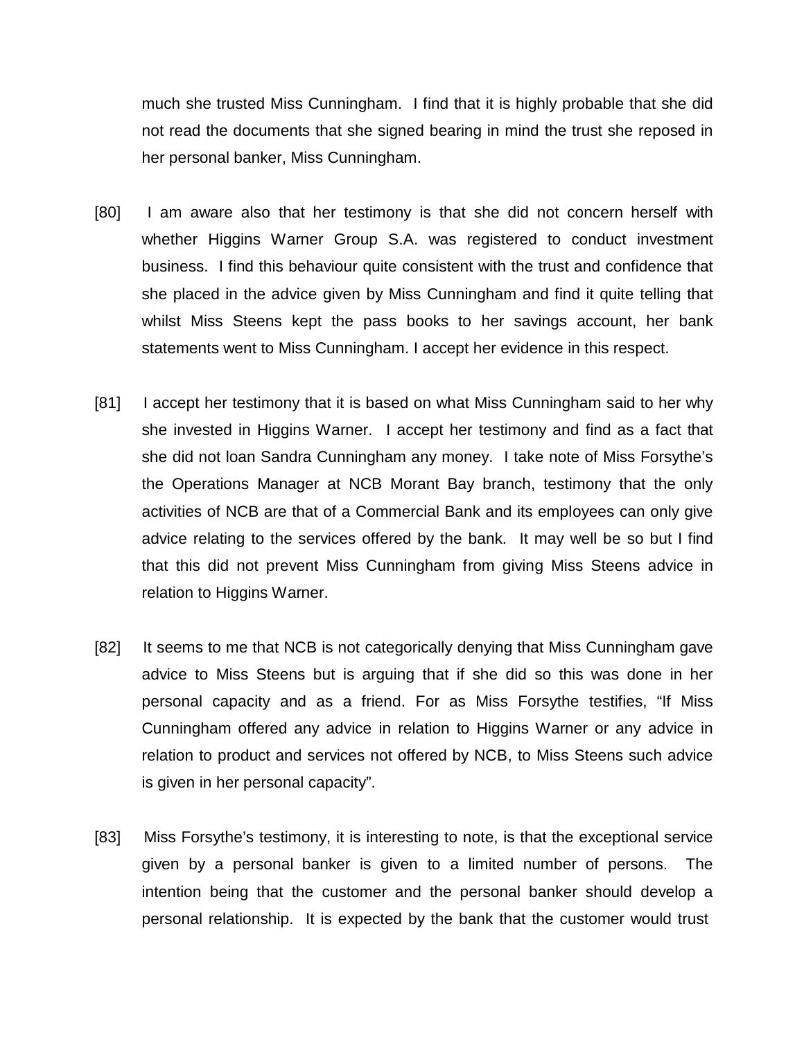much she trusted Miss Cunningham. I find that it is highly probable that she did not read the documents that she signed bearing in mind the trust she reposed in her personal banker, Miss Cunningham.

[80] I am aware also that her testimony is that she did not concern herself with whether Higgins Warner Group S.A. was registered to conduct investment business. I find this behaviour quite consistent with the trust and confidence that she placed in the advice given by Miss Cunningham and find it quite telling that whilst Miss Steens kept the pass books to her savings account, her bank statements went to Miss Cunningham. I accept her evidence in this respect.

[81] I accept her testimony that it is based on what Miss Cunningham said to her why she invested in Higgins Warner. I accept her testimony and find as a fact that she did not loan Sandra Cunningham any money. I take note of Miss Forsythe's the Operations Manager at NCB Morant Bay branch, testimony that the only activities of NCB are that of a Commercial Bank and its employees can only give advice relating to the services offered by the bank. It may well be so but I find that this did not prevent Miss Cunningham from giving Miss Steens advice in relation to Higgins Warner.

[82] It seems to me that NCB is not categorically denying that Miss Cunningham gave advice to Miss Steens but is arguing that if she did so this was done in her personal capacity and as a friend. For as Miss Forsythe testifies, "If Miss Cunningham offered any advice in relation to Higgins Warner or any advice in relation to product and services not offered by NCB, to Miss Steens such advice is given in her personal capacity".

[83] Miss Forsythe's testimony, it is interesting to note, is that the exceptional service given by a personal banker is given to a limited number of persons. The intention being that the customer and the personal banker should develop a personal relationship. It is expected by the bank that the customer would trust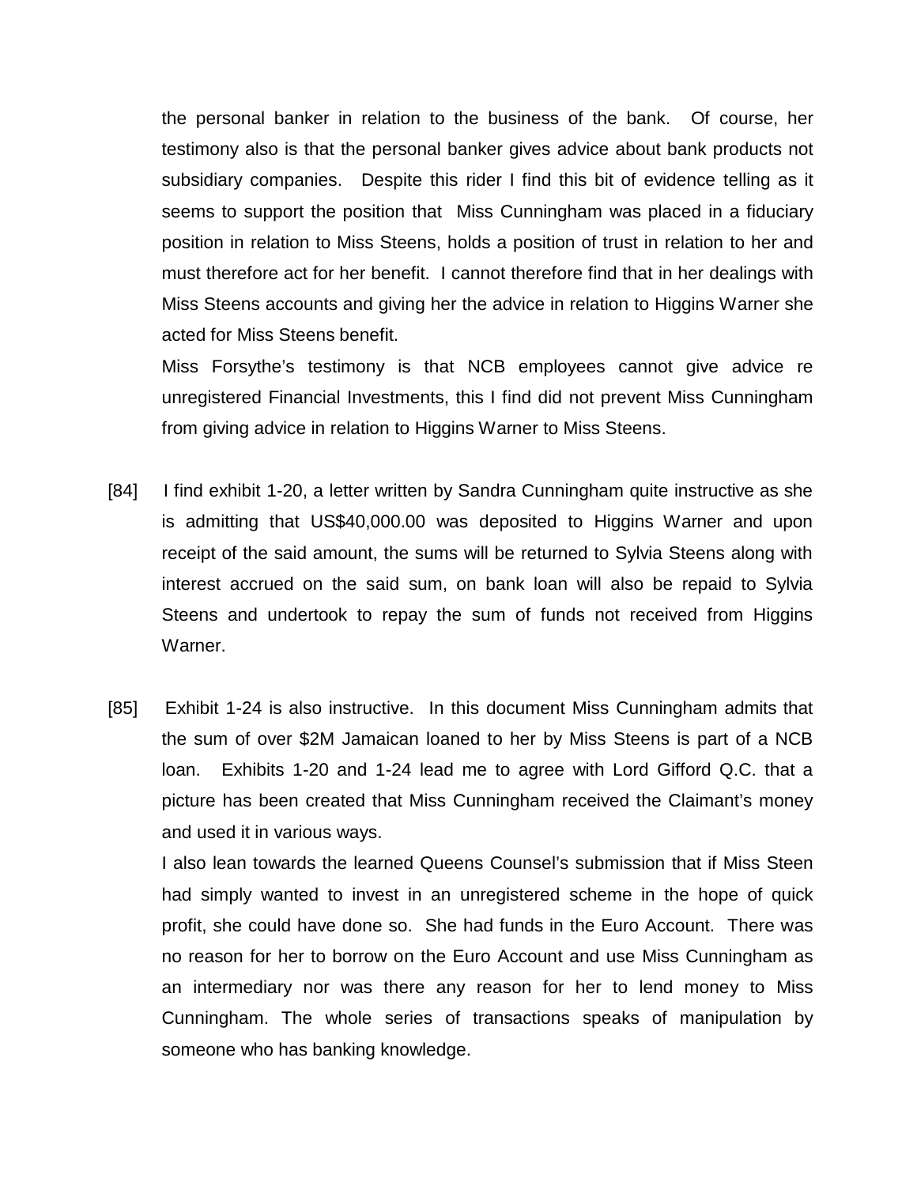the personal banker in relation to the business of the bank. Of course, her testimony also is that the personal banker gives advice about bank products not subsidiary companies. Despite this rider I find this bit of evidence telling as it seems to support the position that Miss Cunningham was placed in a fiduciary position in relation to Miss Steens, holds a position of trust in relation to her and must therefore act for her benefit. I cannot therefore find that in her dealings with Miss Steens accounts and giving her the advice in relation to Higgins Warner she acted for Miss Steens benefit.

Miss Forsythe's testimony is that NCB employees cannot give advice re unregistered Financial Investments, this I find did not prevent Miss Cunningham from giving advice in relation to Higgins Warner to Miss Steens.

[84] I find exhibit 1-20, a letter written by Sandra Cunningham quite instructive as she is admitting that US$40,000.00 was deposited to Higgins Warner and upon receipt of the said amount, the sums will be returned to Sylvia Steens along with interest accrued on the said sum, on bank loan will also be repaid to Sylvia Steens and undertook to repay the sum of funds not received from Higgins Warner.

[85] Exhibit 1-24 is also instructive. In this document Miss Cunningham admits that the sum of over $2M Jamaican loaned to her by Miss Steens is part of a NCB loan. Exhibits 1-20 and 1-24 lead me to agree with Lord Gifford Q.C. that a picture has been created that Miss Cunningham received the Claimant's money and used it in various ways.

I also lean towards the learned Queens Counsel's submission that if Miss Steen had simply wanted to invest in an unregistered scheme in the hope of quick profit, she could have done so. She had funds in the Euro Account. There was no reason for her to borrow on the Euro Account and use Miss Cunningham as an intermediary nor was there any reason for her to lend money to Miss Cunningham. The whole series of transactions speaks of manipulation by someone who has banking knowledge.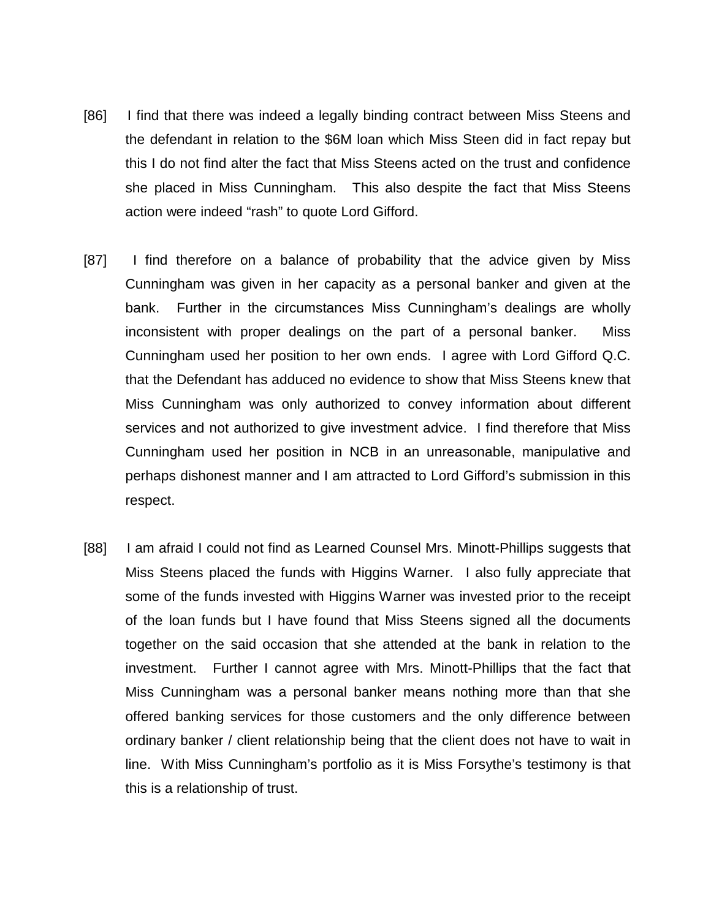[86] I find that there was indeed a legally binding contract between Miss Steens and the defendant in relation to the $6M loan which Miss Steen did in fact repay but this I do not find alter the fact that Miss Steens acted on the trust and confidence she placed in Miss Cunningham. This also despite the fact that Miss Steens action were indeed "rash" to quote Lord Gifford.

[87] I find therefore on a balance of probability that the advice given by Miss Cunningham was given in her capacity as a personal banker and given at the bank. Further in the circumstances Miss Cunningham's dealings are wholly inconsistent with proper dealings on the part of a personal banker. Miss Cunningham used her position to her own ends. I agree with Lord Gifford Q.C. that the Defendant has adduced no evidence to show that Miss Steens knew that Miss Cunningham was only authorized to convey information about different services and not authorized to give investment advice. I find therefore that Miss Cunningham used her position in NCB in an unreasonable, manipulative and perhaps dishonest manner and I am attracted to Lord Gifford's submission in this respect.

[88] I am afraid I could not find as Learned Counsel Mrs. Minott-Phillips suggests that Miss Steens placed the funds with Higgins Warner. I also fully appreciate that some of the funds invested with Higgins Warner was invested prior to the receipt of the loan funds but I have found that Miss Steens signed all the documents together on the said occasion that she attended at the bank in relation to the investment. Further I cannot agree with Mrs. Minott-Phillips that the fact that Miss Cunningham was a personal banker means nothing more than that she offered banking services for those customers and the only difference between ordinary banker / client relationship being that the client does not have to wait in line. With Miss Cunningham's portfolio as it is Miss Forsythe's testimony is that this is a relationship of trust.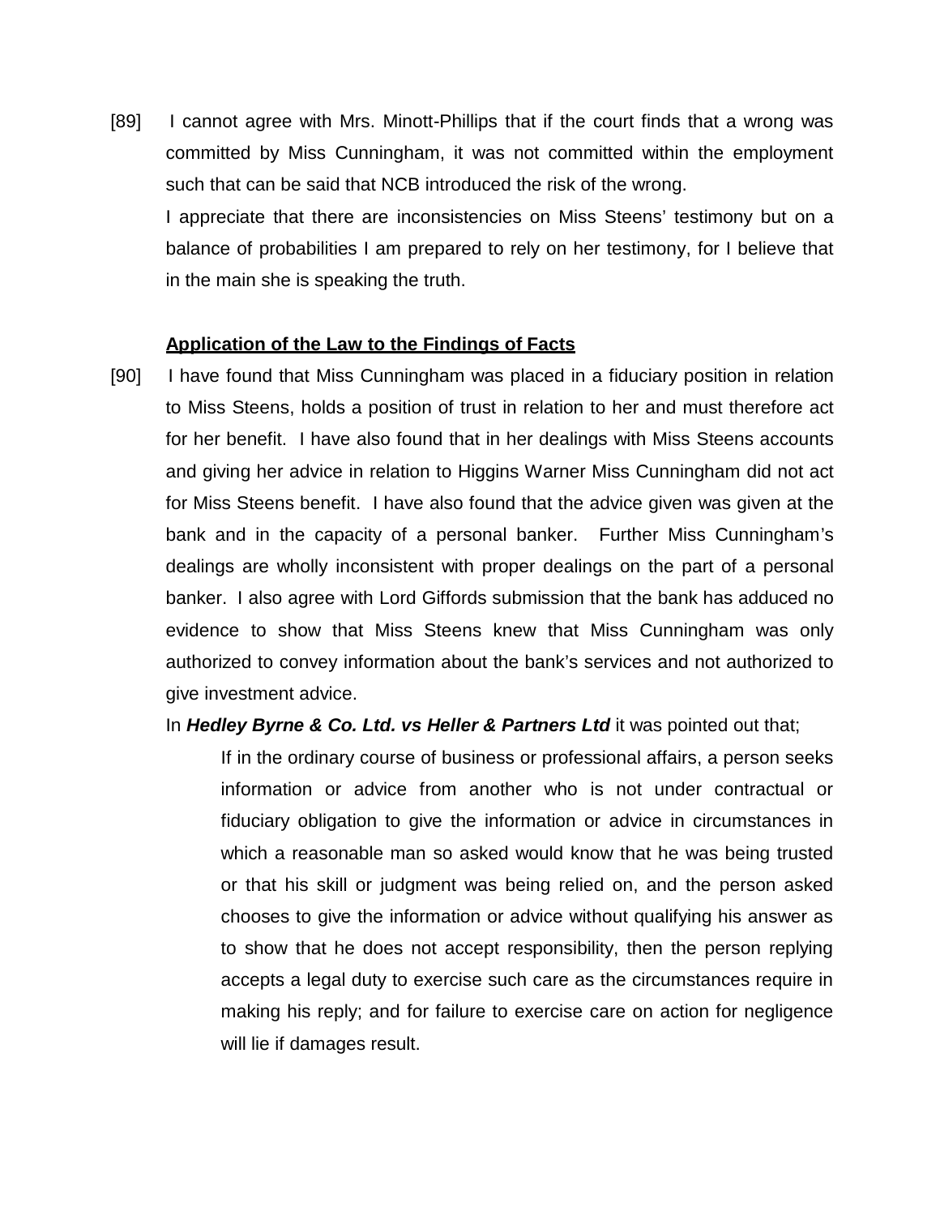[89] I cannot agree with Mrs. Minott-Phillips that if the court finds that a wrong was committed by Miss Cunningham, it was not committed within the employment such that can be said that NCB introduced the risk of the wrong.

I appreciate that there are inconsistencies on Miss Steens' testimony but on a balance of probabilities I am prepared to rely on her testimony, for I believe that in the main she is speaking the truth.

**Application of the Law to the Findings of Facts**

[90] I have found that Miss Cunningham was placed in a fiduciary position in relation to Miss Steens, holds a position of trust in relation to her and must therefore act for her benefit. I have also found that in her dealings with Miss Steens accounts and giving her advice in relation to Higgins Warner Miss Cunningham did not act for Miss Steens benefit. I have also found that the advice given was given at the bank and in the capacity of a personal banker. Further Miss Cunningham's dealings are wholly inconsistent with proper dealings on the part of a personal banker. I also agree with Lord Giffords submission that the bank has adduced no evidence to show that Miss Steens knew that Miss Cunningham was only authorized to convey information about the bank's services and not authorized to give investment advice.

In ***Hedley Byrne & Co. Ltd. vs Heller & Partners Ltd*** it was pointed out that;

> If in the ordinary course of business or professional affairs, a person seeks information or advice from another who is not under contractual or fiduciary obligation to give the information or advice in circumstances in which a reasonable man so asked would know that he was being trusted or that his skill or judgment was being relied on, and the person asked chooses to give the information or advice without qualifying his answer as to show that he does not accept responsibility, then the person replying accepts a legal duty to exercise such care as the circumstances require in making his reply; and for failure to exercise care on action for negligence will lie if damages result.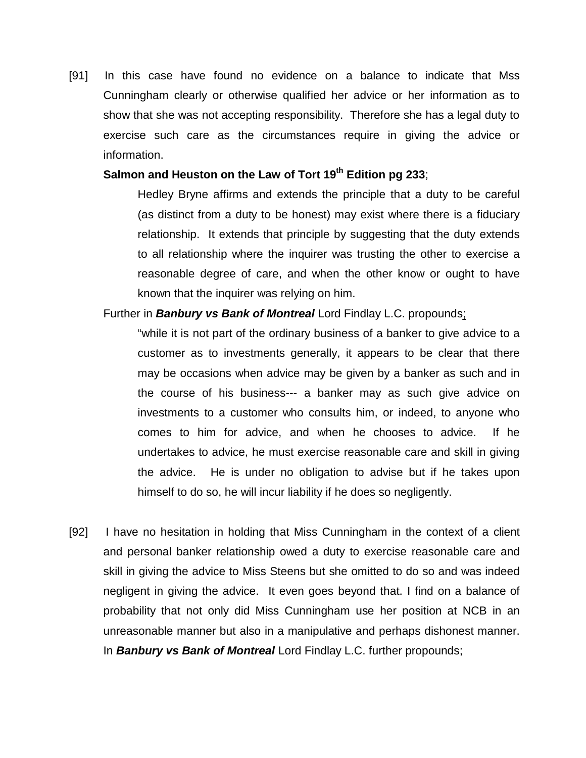[91] In this case have found no evidence on a balance to indicate that Mss Cunningham clearly or otherwise qualified her advice or her information as to show that she was not accepting responsibility. Therefore she has a legal duty to exercise such care as the circumstances require in giving the advice or information.

**Salmon and Heuston on the Law of Tort 19th Edition pg 233**;

> Hedley Bryne affirms and extends the principle that a duty to be careful (as distinct from a duty to be honest) may exist where there is a fiduciary relationship. It extends that principle by suggesting that the duty extends to all relationship where the inquirer was trusting the other to exercise a reasonable degree of care, and when the other know or ought to have known that the inquirer was relying on him.

Further in ***Banbury vs Bank of Montreal*** Lord Findlay L.C. propounds;

> "while it is not part of the ordinary business of a banker to give advice to a customer as to investments generally, it appears to be clear that there may be occasions when advice may be given by a banker as such and in the course of his business--- a banker may as such give advice on investments to a customer who consults him, or indeed, to anyone who comes to him for advice, and when he chooses to advice. If he undertakes to advice, he must exercise reasonable care and skill in giving the advice. He is under no obligation to advise but if he takes upon himself to do so, he will incur liability if he does so negligently.

[92] I have no hesitation in holding that Miss Cunningham in the context of a client and personal banker relationship owed a duty to exercise reasonable care and skill in giving the advice to Miss Steens but she omitted to do so and was indeed negligent in giving the advice. It even goes beyond that. I find on a balance of probability that not only did Miss Cunningham use her position at NCB in an unreasonable manner but also in a manipulative and perhaps dishonest manner. In ***Banbury vs Bank of Montreal*** Lord Findlay L.C. further propounds;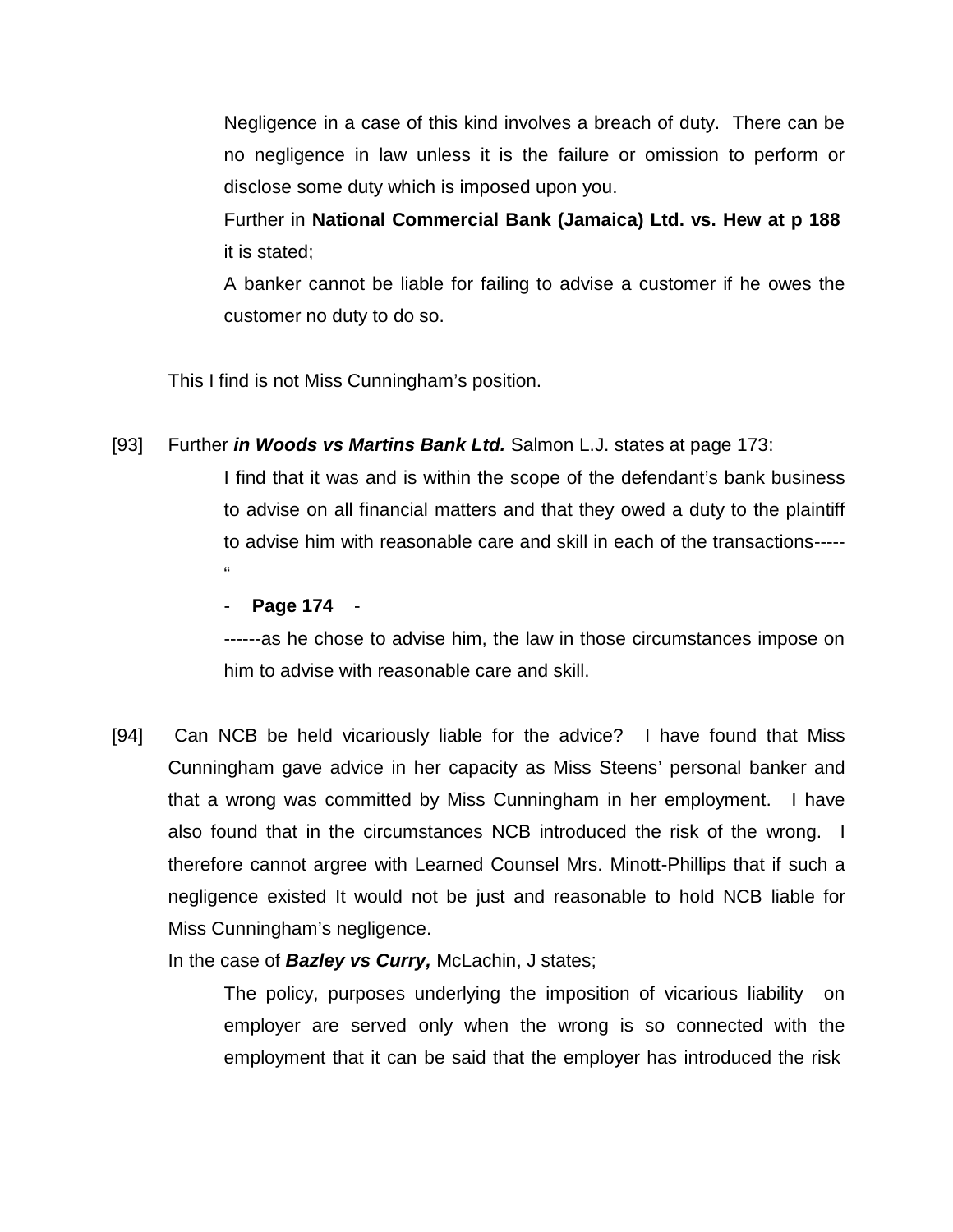> Negligence in a case of this kind involves a breach of duty. There can be no negligence in law unless it is the failure or omission to perform or disclose some duty which is imposed upon you.
>
> Further in **National Commercial Bank (Jamaica) Ltd. vs. Hew at p 188** it is stated;
>
> A banker cannot be liable for failing to advise a customer if he owes the customer no duty to do so.

This I find is not Miss Cunningham's position.

[93] Further ***in Woods vs Martins Bank Ltd.*** Salmon L.J. states at page 173:

> I find that it was and is within the scope of the defendant's bank business to advise on all financial matters and that they owed a duty to the plaintiff to advise him with reasonable care and skill in each of the transactions-----"
>
> - **Page 174** -
>
> ------as he chose to advise him, the law in those circumstances impose on him to advise with reasonable care and skill.

[94] Can NCB be held vicariously liable for the advice? I have found that Miss Cunningham gave advice in her capacity as Miss Steens' personal banker and that a wrong was committed by Miss Cunningham in her employment. I have also found that in the circumstances NCB introduced the risk of the wrong. I therefore cannot argree with Learned Counsel Mrs. Minott-Phillips that if such a negligence existed It would not be just and reasonable to hold NCB liable for Miss Cunningham's negligence.

In the case of ***Bazley vs Curry,*** McLachin, J states;

> The policy, purposes underlying the imposition of vicarious liability on employer are served only when the wrong is so connected with the employment that it can be said that the employer has introduced the risk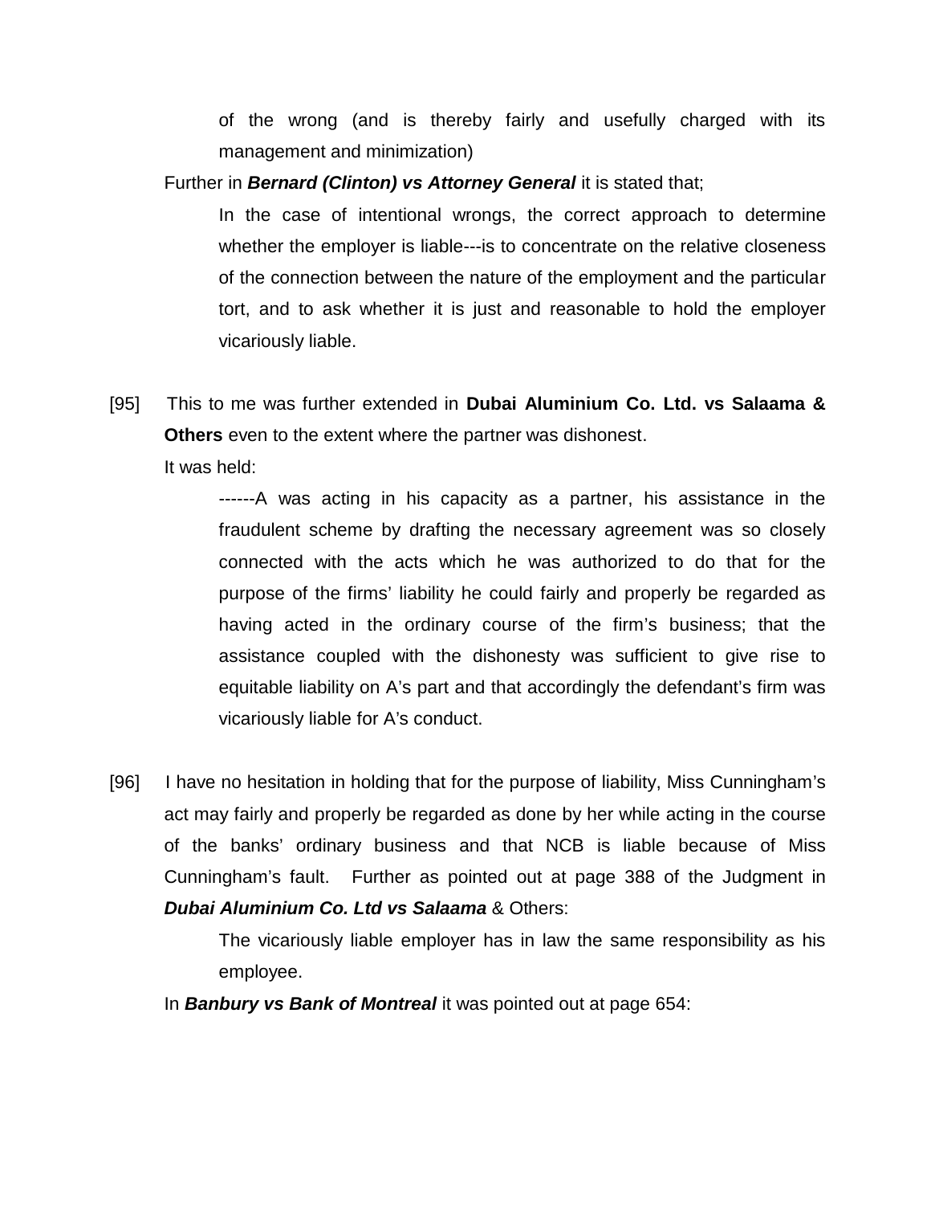> of the wrong (and is thereby fairly and usefully charged with its management and minimization)

Further in ***Bernard (Clinton) vs Attorney General*** it is stated that;

> In the case of intentional wrongs, the correct approach to determine whether the employer is liable---is to concentrate on the relative closeness of the connection between the nature of the employment and the particular tort, and to ask whether it is just and reasonable to hold the employer vicariously liable.

[95] This to me was further extended in **Dubai Aluminium Co. Ltd. vs Salaama & Others** even to the extent where the partner was dishonest.

It was held:

> ------A was acting in his capacity as a partner, his assistance in the fraudulent scheme by drafting the necessary agreement was so closely connected with the acts which he was authorized to do that for the purpose of the firms' liability he could fairly and properly be regarded as having acted in the ordinary course of the firm's business; that the assistance coupled with the dishonesty was sufficient to give rise to equitable liability on A's part and that accordingly the defendant's firm was vicariously liable for A's conduct.

[96] I have no hesitation in holding that for the purpose of liability, Miss Cunningham's act may fairly and properly be regarded as done by her while acting in the course of the banks' ordinary business and that NCB is liable because of Miss Cunningham's fault. Further as pointed out at page 388 of the Judgment in ***Dubai Aluminium Co. Ltd vs Salaama*** & Others:

> The vicariously liable employer has in law the same responsibility as his employee.

In ***Banbury vs Bank of Montreal*** it was pointed out at page 654: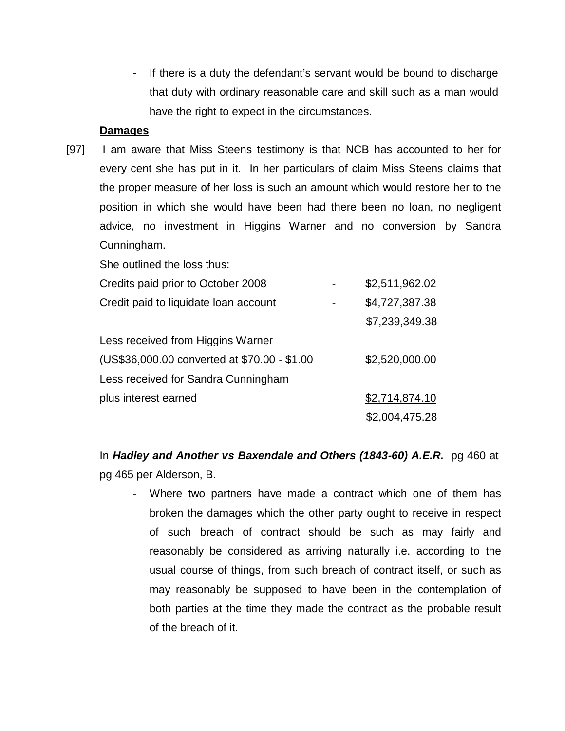- If there is a duty the defendant's servant would be bound to discharge that duty with ordinary reasonable care and skill such as a man would have the right to expect in the circumstances.

**Damages**

[97] I am aware that Miss Steens testimony is that NCB has accounted to her for every cent she has put in it. In her particulars of claim Miss Steens claims that the proper measure of her loss is such an amount which would restore her to the position in which she would have been had there been no loan, no negligent advice, no investment in Higgins Warner and no conversion by Sandra Cunningham.

She outlined the loss thus:

| | | |
|---|---|---|
| Credits paid prior to October 2008 | - | $2,511,962.02 |
| Credit paid to liquidate loan account | - | $4,727,387.38 |
| | | $7,239,349.38 |
| Less received from Higgins Warner | | |
| (US$36,000.00 converted at $70.00 - $1.00 | | $2,520,000.00 |
| Less received for Sandra Cunningham | | |
| plus interest earned | | $2,714,874.10 |
| | | $2,004,475.28 |

In ***Hadley and Another vs Baxendale and Others (1843-60) A.E.R.*** pg 460 at pg 465 per Alderson, B.

- Where two partners have made a contract which one of them has broken the damages which the other party ought to receive in respect of such breach of contract should be such as may fairly and reasonably be considered as arriving naturally i.e. according to the usual course of things, from such breach of contract itself, or such as may reasonably be supposed to have been in the contemplation of both parties at the time they made the contract as the probable result of the breach of it.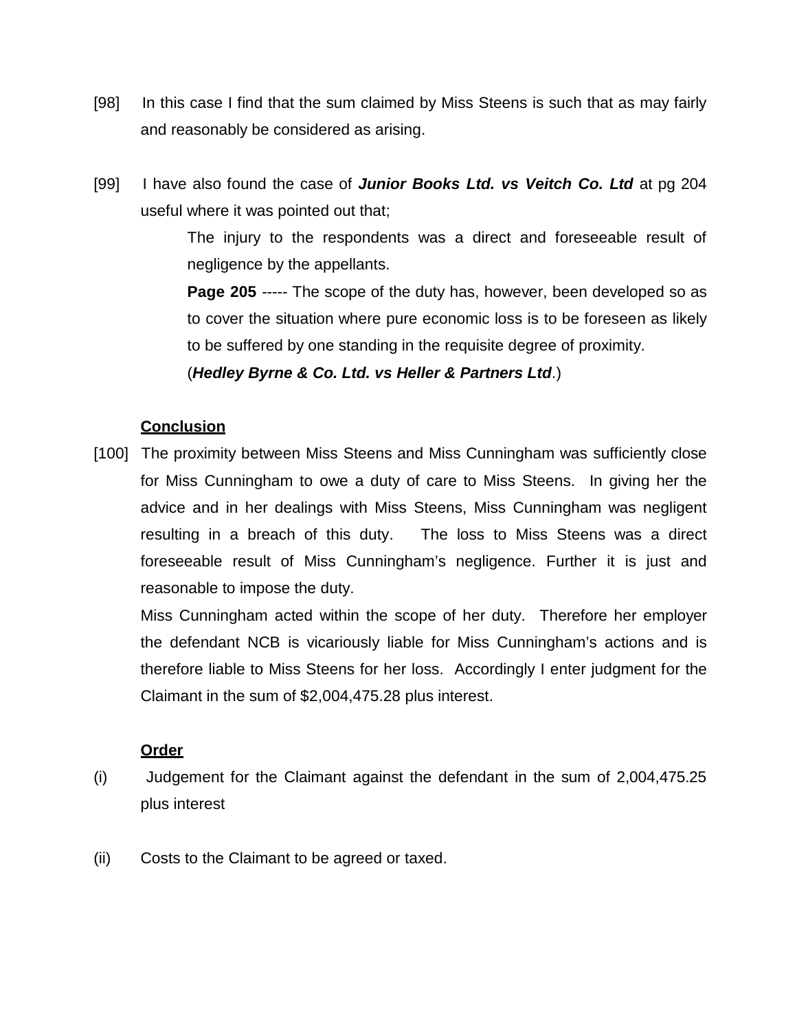[98] In this case I find that the sum claimed by Miss Steens is such that as may fairly and reasonably be considered as arising.

[99] I have also found the case of ***Junior Books Ltd. vs Veitch Co. Ltd*** at pg 204 useful where it was pointed out that;

> The injury to the respondents was a direct and foreseeable result of negligence by the appellants.
>
> **Page 205** ----- The scope of the duty has, however, been developed so as to cover the situation where pure economic loss is to be foreseen as likely to be suffered by one standing in the requisite degree of proximity.
>
> (***Hedley Byrne & Co. Ltd. vs Heller & Partners Ltd***.)

**<u>Conclusion</u>**

[100] The proximity between Miss Steens and Miss Cunningham was sufficiently close for Miss Cunningham to owe a duty of care to Miss Steens. In giving her the advice and in her dealings with Miss Steens, Miss Cunningham was negligent resulting in a breach of this duty. The loss to Miss Steens was a direct foreseeable result of Miss Cunningham's negligence. Further it is just and reasonable to impose the duty.

Miss Cunningham acted within the scope of her duty. Therefore her employer the defendant NCB is vicariously liable for Miss Cunningham's actions and is therefore liable to Miss Steens for her loss. Accordingly I enter judgment for the Claimant in the sum of $2,004,475.28 plus interest.

**<u>Order</u>**

(i) Judgement for the Claimant against the defendant in the sum of 2,004,475.25 plus interest

(ii) Costs to the Claimant to be agreed or taxed.